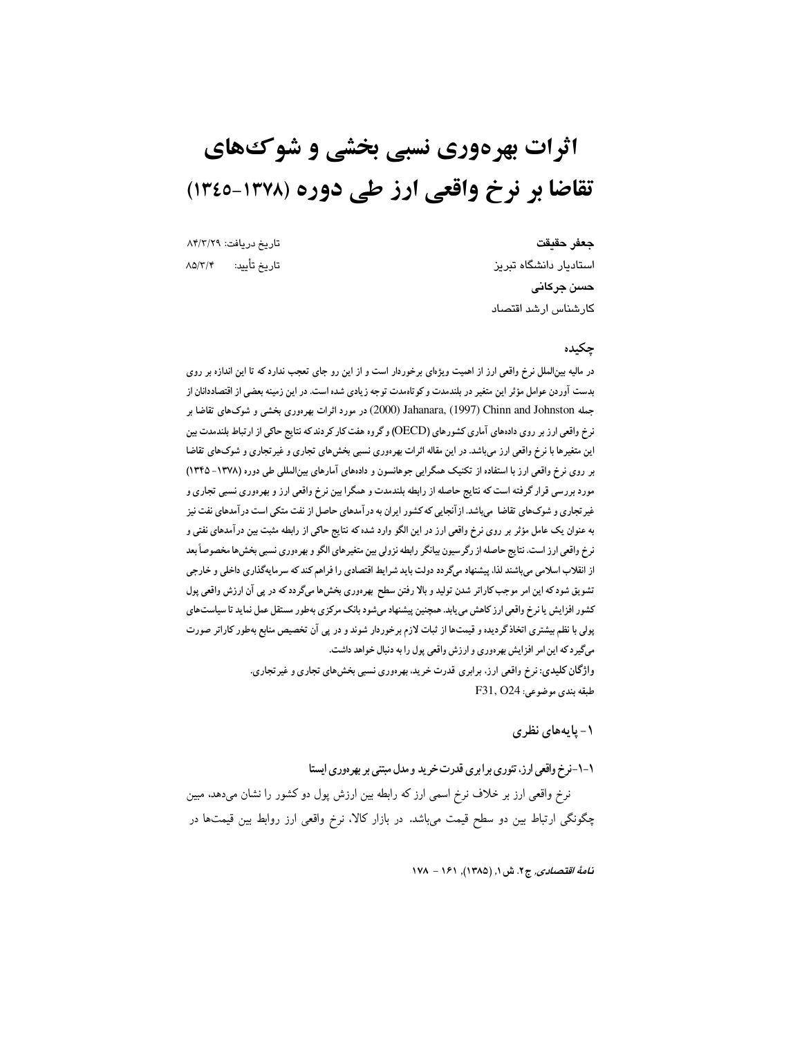# اثرات بهره‌وری نسبی بخشی و شوک‌های تقاضا بر نرخ واقعی ارز طی دوره (۱۳۷۸-۱۳۴۵)

**جعفر حقیقت**
استادیار دانشگاه تبریز
**حسن جرکانی**
کارشناس ارشد اقتصاد

تاریخ دریافت: ۸۴/۳/۲۹
تاریخ تأیید: ۸۵/۳/۴

## چکیده

در مالیه بین‌الملل نرخ واقعی ارز از اهمیت ویژه‌ای برخوردار است و از این رو جای تعجب ندارد که تا این اندازه بر روی بدست آوردن عوامل مؤثر این متغیر در بلندمدت و کوتاه‌مدت توجه زیادی شده است. در این زمینه بعضی از اقتصاددانان از جمله Chinn and Johnston (1997), Jahanara, (2000) در مورد اثرات بهره‌وری بخشی و شوک‌های تقاضا بر نرخ واقعی ارز بر روی داده‌های آماری کشورهای (OECD) و گروه هفت کار کردند که نتایج حاکی از ارتباط بلندمدت بین این متغیرها با نرخ واقعی ارز می‌باشد. در این مقاله اثرات بهره‌وری نسبی بخش‌های تجاری و غیرتجاری و شوک‌های تقاضا بر روی نرخ واقعی ارز با استفاده از تکنیک همگرایی جوهانسون و داده‌های آمارهای بین‌المللی طی دوره (۱۳۷۸- ۱۳۴۵) مورد بررسی قرار گرفته است که نتایج حاصله از رابطه بلندمدت و همگرا بین نرخ واقعی ارز و بهره‌وری نسبی تجاری و غیرتجاری و شوک‌های تقاضا می‌باشد. ازآنجایی که کشور ایران به درآمدهای حاصل از نفت متکی است درآمدهای نفت نیز به عنوان یک عامل مؤثر بر روی نرخ واقعی ارز در این الگو وارد شده که نتایج حاکی از رابطه مثبت بین درآمدهای نفتی و نرخ واقعی ارز است. نتایج حاصله از رگرسیون بیانگر رابطه نزولی بین متغیرهای الگو و بهره‌وری نسبی بخش‌ها مخصوصاً بعد از انقلاب اسلامی می‌باشند لذا، پیشنهاد می‌گردد دولت باید شرایط اقتصادی را فراهم کند که سرمایه‌گذاری داخلی و خارجی تشویق شود که این امر موجب کاراتر شدن تولید و بالا رفتن سطح بهره‌وری بخش‌ها می‌گردد که در پی آن ارزش واقعی پول کشور افزایش یا نرخ واقعی ارز کاهش می‌یابد. همچنین پیشنهاد می‌شود بانک مرکزی به‌طور مستقل عمل نماید تا سیاست‌های پولی با نظم بیشتری اتخاذ گردیده و قیمت‌ها از ثبات لازم برخوردار شوند و در پی آن تخصیص منابع به‌طور کاراتر صورت می‌گیرد که این امر افزایش بهره‌وری و ارزش واقعی پول را به دنبال خواهد داشت.

**واژگان کلیدی:** نرخ واقعی ارز، برابری قدرت خرید، بهره‌وری نسبی بخش‌های تجاری و غیرتجاری.

طبقه بندی موضوعی: F31, O24

## ۱- پایه‌های نظری

### ۱-۱-نرخ واقعی ارز، تئوری برابری قدرت خرید و مدل مبتنی بر بهره‌وری ایستا

نرخ واقعی ارز بر خلاف نرخ اسمی ارز که رابطه بین ارزش پول دو کشور را نشان می‌دهد، مبین چگونگی ارتباط بین دو سطح قیمت می‌باشد. در بازار کالا، نرخ واقعی ارز روابط بین قیمت‌ها در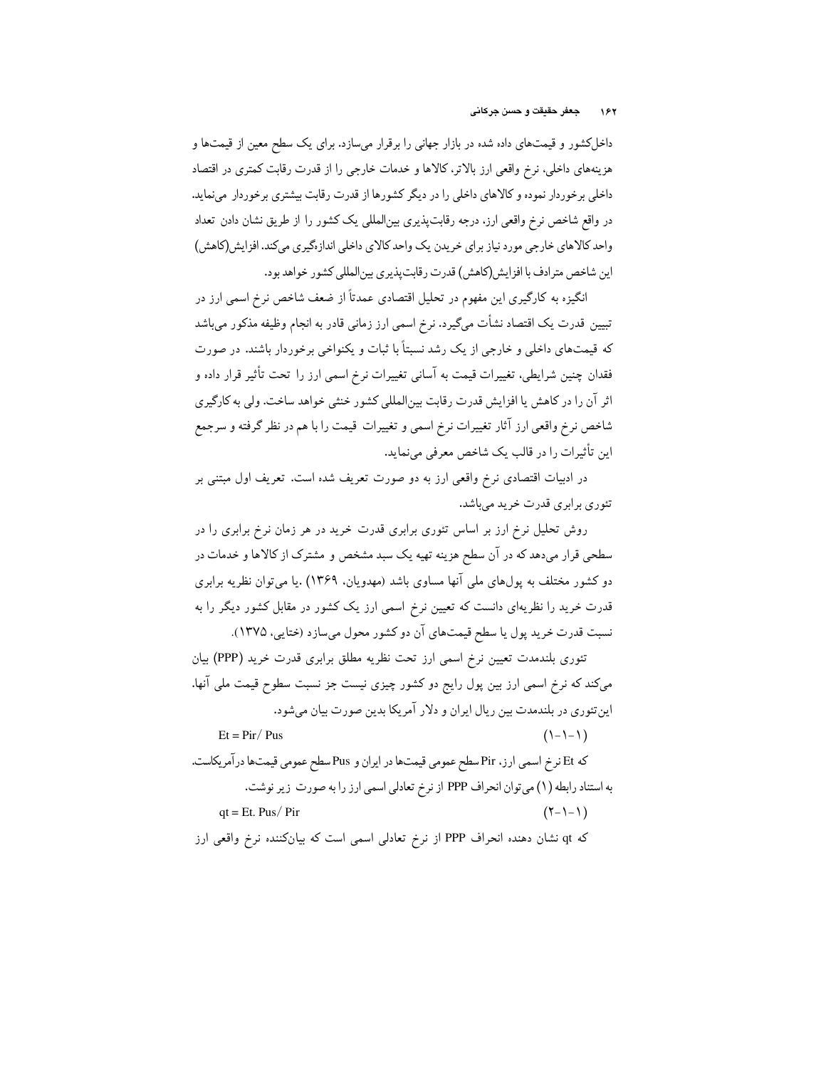داخل‌کشور و قیمت‌های داده شده در بازار جهانی را برقرار می‌سازد. برای یک سطح معین از قیمت‌ها و هزینه‌های داخلی، نرخ واقعی ارز بالاتر، کالاها و خدمات خارجی را از قدرت رقابت کمتری در اقتصاد داخلی برخوردار نموده و کالاهای داخلی را در دیگر کشورها از قدرت رقابت بیشتری برخوردار می‌نماید. در واقع شاخص نرخ واقعی ارز، درجه رقابت‌پذیری بین‌المللی یک کشور را از طریق نشان دادن تعداد واحد کالاهای خارجی مورد نیاز برای خریدن یک واحد کالای داخلی اندازه‌گیری می‌کند. افزایش(کاهش) این شاخص مترادف با افزایش(کاهش) قدرت رقابت‌پذیری بین‌المللی کشور خواهد بود.

انگیزه به کارگیری این مفهوم در تحلیل اقتصادی عمدتاً از ضعف شاخص نرخ اسمی ارز در تبیین قدرت یک اقتصاد نشأت می‌گیرد. نرخ اسمی ارز زمانی قادر به انجام وظیفه مذکور می‌باشد که قیمت‌های داخلی و خارجی از یک رشد نسبتاً با ثبات و یکنواخت برخوردار باشند. در صورت فقدان چنین شرایطی، تغییرات قیمت به آسانی تغییرات نرخ اسمی ارز را تحت تأثیر قرار داده و اثر آن را در کاهش یا افزایش قدرت رقابت بین‌المللی کشور خنثی خواهد ساخت. ولی به کارگیری شاخص نرخ واقعی ارز آثار تغییرات نرخ اسمی و تغییرات قیمت را با هم در نظر گرفته و سرجمع این تأثیرات را در قالب یک شاخص معرفی می‌نماید.

در ادبیات اقتصادی نرخ واقعی ارز به دو صورت تعریف شده است. تعریف اول مبتنی بر تئوری برابری قدرت خرید می‌باشد.

روش تحلیل نرخ ارز بر اساس تئوری برابری قدرت خرید در هر زمان نرخ برابری را در سطحی قرار می‌دهد که در آن سطح هزینه تهیه یک سبد مشخص و مشترک از کالاها و خدمات در دو کشور مختلف به پول‌های ملی آنها مساوی باشد (مهدویان، ۱۳۶۹) .یا می‌توان نظریه برابری قدرت خرید را نظریه‌ای دانست که تعیین نرخ اسمی ارز یک کشور در مقابل کشور دیگر را به نسبت قدرت خرید پول یا سطح قیمت‌های آن دو کشور محول می‌سازد (ختایی، ۱۳۷۵).

تئوری بلندمدت تعیین نرخ اسمی ارز تحت نظریه مطلق برابری قدرت خرید (PPP) بیان می‌کند که نرخ اسمی ارز بین پول رایج دو کشور چیزی نیست جز نسبت سطوح قیمت ملی آنها. این‌تئوری در بلندمدت بین ریال ایران و دلار آمریکا بدین صورت بیان می‌شود.

$$Et = Pir / Pus \qquad (۱-۱-۱)$$

که Et نرخ اسمی ارز، Pir سطح عمومی قیمت‌ها در ایران و Pus سطح عمومی قیمت‌ها درآمریکاست. به استناد رابطه (۱) می‌توان انحراف PPP از نرخ تعادلی اسمی ارز را به صورت زیر نوشت.

$$qt = Et . Pus / Pir \qquad (۲-۱-۱)$$

که qt نشان دهنده انحراف PPP از نرخ تعادلی اسمی است که بیان‌کننده نرخ واقعی ارز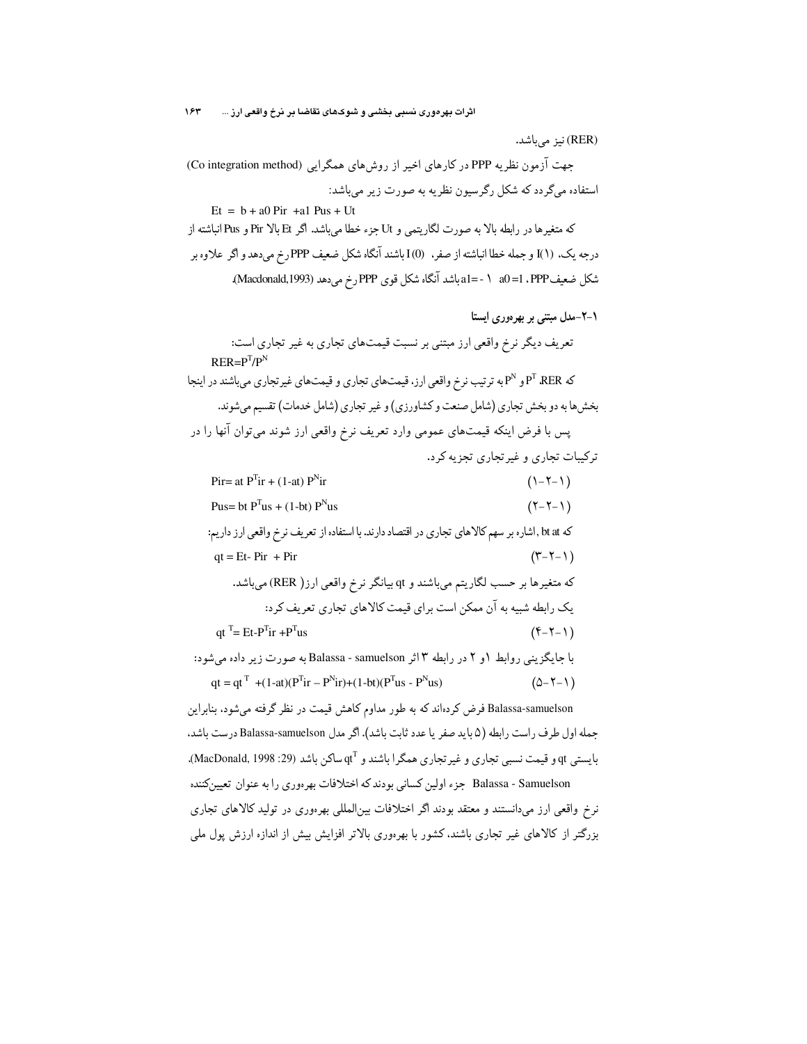(RER) نیز می‌باشد.

جهت آزمون نظریه PPP در کارهای اخیر از روش‌های همگرایی (Co integration method) استفاده می‌گردد که شکل رگرسیون نظریه به صورت زیر می‌باشد:

$$E_t = b + a_0 P_{ir} + a_1 P_{us} + U_t$$

که متغیرها در رابطه بالا به صورت لگاریتمی و $U_t$ جزء خطا می‌باشد. اگر $E_t$ بالا $P_{ir}$ و $P_{us}$ انباشته از درجه یک، I(1) و جمله خطا انباشته از صفر، I(0) باشند آنگاه شکل ضعیف PPP رخ می‌دهد و اگر علاوه بر شکل ضعیف PPP، $a_0=1$ و $a_1=-1$ باشد آنگاه شکل قوی PPP رخ می‌دهد (Macdonald,1993).

### ۱-۲-مدل مبتنی بر بهره‌وری ایستا

تعریف دیگر نرخ واقعی ارز مبتنی بر نسبت قیمت‌های تجاری به غیر تجاری است:

$$RER=P^T/P^N$$

که RER، $P^T$ و $P^N$ به ترتیب نرخ واقعی ارز، قیمت‌های تجاری و قیمت‌های غیرتجاری می‌باشند در اینجا بخش‌ها به دو بخش تجاری (شامل صنعت و کشاورزی) و غیر تجاری (شامل خدمات) تقسیم می‌شوند.

پس با فرض اینکه قیمت‌های عمومی وارد تعریف نرخ واقعی ارز شوند می‌توان آنها را در ترکیبات تجاری و غیرتجاری تجزیه کرد.

$$P_{ir}= a_t P^T_{ir} + (1-a_t) P^N_{ir} \qquad (۱-۲-۱)$$

$$P_{us}= b_t P^T_{us} + (1-b_t) P^N_{us} \qquad (۲-۲-۱)$$

که $b_t$ $a_t$ , اشاره بر سهم کالاهای تجاری در اقتصاد دارند. با استفاده از تعریف نرخ واقعی ارز داریم:

$$q_t = E_t- P_{ir} + P_{ir} \qquad (۳-۲-۱)$$

که متغیرها بر حسب لگاریتم می‌باشند و $q_t$ بیانگر نرخ واقعی ارز( RER) می‌باشد.

یک رابطه شبیه به آن ممکن است برای قیمت کالاهای تجاری تعریف کرد:

$$q_t^{T}= E_t-P^T_{ir} +P^T_{us} \qquad (۴-۲-۱)$$

با جایگزینی روابط ۱و ۲ در رابطه ۳ اثر Balassa - samuelson به صورت زیر داده می‌شود:

$$q_t = q_t^{T} +(1-a_t)(P^T_{ir} – P^N_{ir})+(1-b_t)(P^T_{us} - P^N_{us}) \qquad (۵-۲-۱)$$

Balassa-samuelson فرض کرده‌اند که به طور مداوم کاهش قیمت در نظر گرفته می‌شود، بنابراین جمله اول طرف راست رابطه (۵ باید صفر یا عدد ثابت باشد). اگر مدل Balassa-samuelson درست باشد، بایستی $q_t$ و قیمت نسبی تجاری و غیرتجاری همگرا باشند و $q_t^T$ ساکن باشد (MacDonald, 1998 :29).

Balassa - Samuelson جزء اولین کسانی بودند که اختلافات بهره‌وری را به عنوان تعیین‌کننده نرخ واقعی ارز می‌دانستند و معتقد بودند اگر اختلافات بین‌المللی بهره‌وری در تولید کالاهای تجاری بزرگتر از کالاهای غیر تجاری باشند، کشور با بهره‌وری بالاتر افزایش بیش از اندازه ارزش پول ملی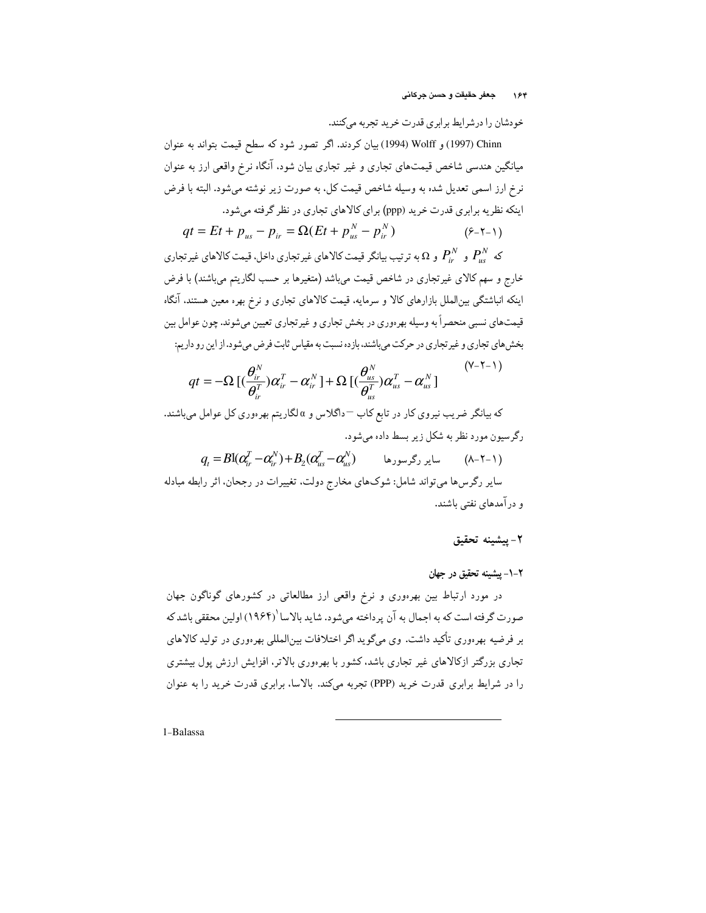خودشان را درشرایط برابری قدرت خرید تجربه می‌کنند.

Chinn (1997) و Wolff (1994) بیان کردند. اگر تصور شود که سطح قیمت بتواند به عنوان میانگین هندسی شاخص قیمت‌های تجاری و غیر تجاری بیان شود، آنگاه نرخ واقعی ارز به عنوان نرخ ارز اسمی تعدیل شده به وسیله شاخص قیمت کل، به صورت زیر نوشته می‌شود. البته با فرض اینکه نظریه برابری قدرت خرید (ppp) برای کالاهای تجاری در نظر گرفته می‌شود.

$$qt = Et + p_{us} - p_{ir} = \Omega(Et + p_{us}^N - p_{ir}^N) \qquad (۱-۲-۶)$$

که $P_{us}^N$ و $P_{ir}^N$ و $\Omega$ به ترتیب بیانگر قیمت کالاهای غیرتجاری داخل، قیمت کالاهای غیرتجاری خارج و سهم کالای غیرتجاری در شاخص قیمت می‌باشد (متغیرها بر حسب لگاریتم می‌باشند) با فرض اینکه انباشتگی بین‌الملل بازارهای کالا و سرمایه، قیمت کالاهای تجاری و نرخ بهره معین هستند، آنگاه قیمت‌های نسبی منحصراً به وسیله بهره‌وری در بخش تجاری و غیرتجاری تعیین می‌شوند. چون عوامل بین بخش‌های تجاری و غیرتجاری در حرکت می‌باشند، بازده نسبت به مقیاس ثابت فرض می‌شود. از این رو داریم:

$$qt = -\Omega\,[(\frac{\theta_{ir}^N}{\theta_{ir}^T})\alpha_{ir}^T - \alpha_{ir}^N] + \Omega\,[(\frac{\theta_{us}^N}{\theta_{us}^T})\alpha_{us}^T - \alpha_{us}^N] \qquad (۱-۲-۷)$$

که بیانگر ضریب نیروی کار در تابع کاب – داگلاس و $\alpha$ لگاریتم بهره‌وری کل عوامل می‌باشند. رگرسیون مورد نظر به شکل زیر بسط داده می‌شود.

$$q_t = B1(\alpha_{ir}^T - \alpha_{ir}^N) + B_2(\alpha_{us}^T - \alpha_{us}^N) \qquad \text{سایر رگرسورها} \qquad (۱-۲-۸)$$

سایر رگرس‌ها می‌تواند شامل: شوک‌های مخارج دولت، تغییرات در رجحان، اثر رابطه مبادله و درآمدهای نفتی باشند.

## ۲- پیشینه تحقیق

### ۲-۱- پیشینه تحقیق در جهان

در مورد ارتباط بین بهره‌وری و نرخ واقعی ارز مطالعاتی در کشورهای گوناگون جهان صورت گرفته است که به اجمال به آن پرداخته می‌شود. شاید بالاسا[1] (۱۹۶۴) اولین محققی باشد که بر فرضیه بهره‌وری تأکید داشت. وی می‌گوید اگر اختلافات بین‌المللی بهره‌وری در تولید کالاهای تجاری بزرگتر ازکالاهای غیر تجاری باشد، کشور با بهره‌وری بالاتر، افزایش ارزش پول بیشتری را در شرایط برابری قدرت خرید (PPP) تجربه می‌کند. بالاسا، برابری قدرت خرید را به عنوان

1- Balassa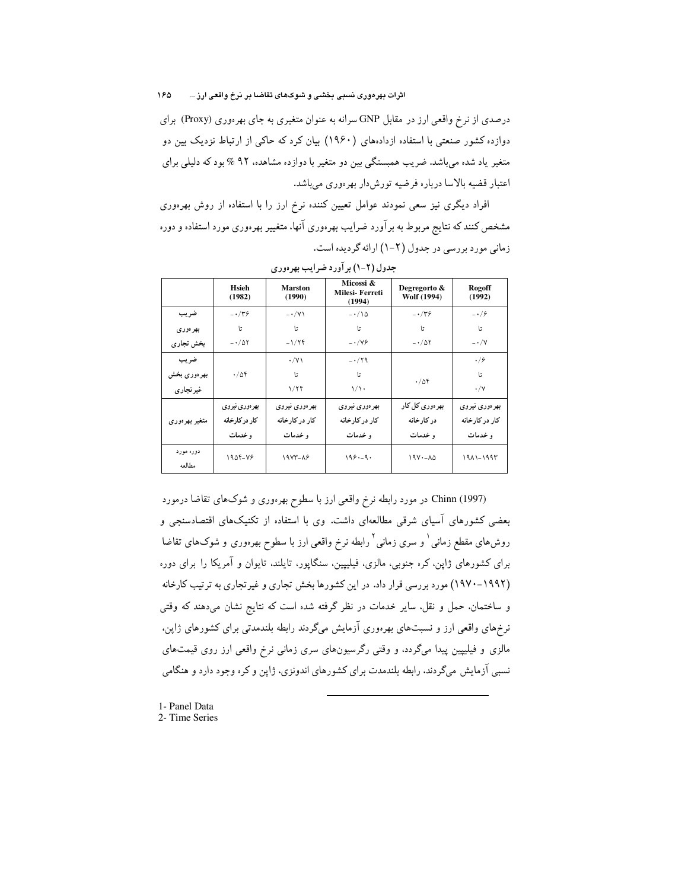درصدی از نرخ واقعی ارز در مقابل GNP سرانه به عنوان متغیری به جای بهره‌وری (Proxy) برای دوازده کشور صنعتی با استفاده ازداده‌های (۱۹۶۰) بیان کرد که حاکی از ارتباط نزدیک بین دو متغیر یاد شده می‌باشد. ضریب همبستگی بین دو متغیر با دوازده مشاهده، ۹۲ % بود که دلیلی برای اعتبار قضیه بالاسا درباره فرضیه تورش‌دار بهره‌وری می‌باشد.

افراد دیگری نیز سعی نمودند عوامل تعیین کننده نرخ ارز را با استفاده از روش بهره‌وری مشخص کنند که نتایج مربوط به برآورد ضرایب بهره‌وری آنها، متغییر بهره‌وری مورد استفاده و دوره زمانی مورد بررسی در جدول (۲-۱) ارائه گردیده است.

**جدول (۲-۱) برآورد ضرایب بهره‌وری**

| | Hsieh (1982) | Marston (1990) | Micossi & Milesi- Ferreti (1994) | Degregorto & Wolf (1994) | Rogoff (1992) |
|---|---|---|---|---|---|
| ضریب بهره‌وری بخش تجاری | ۰/۳۶- تا ۰/۵۲- | ۰/۷۱- تا ۱/۲۴- | ۰/۱۵- تا ۰/۷۶- | ۰/۳۶- تا ۰/۵۲- | ۰/۶- تا ۰/۷- |
| ضریب بهره‌وری بخش غیرتجاری | ۰/۵۴ | ۰/۷۱ تا ۱/۲۴ | ۰/۲۹- تا ۱/۱۰ | ۰/۵۴ | ۰/۶ تا ۰/۷ |
| متغیر بهره‌وری | بهره‌وری نیروی کار در کارخانه و خدمات | بهره‌وری نیروی کار در کارخانه و خدمات | بهره‌وری نیروی کار در کارخانه و خدمات | بهره‌وری کل کار در کارخانه و خدمات | بهره‌وری نیروی کار در کارخانه و خدمات |
| دوره مورد مطالعه | ۱۹۵۴-۷۶ | ۱۹۷۳-۸۶ | ۱۹۶۰-۹۰ | ۱۹۷۰-۸۵ | ۱۹۸۱-۱۹۹۳ |

(1997) Chinn در مورد رابطه نرخ واقعی ارز با سطوح بهره‌وری و شوک‌های تقاضا درمورد بعضی کشورهای آسیای شرقی مطالعه‌ای داشت. وی با استفاده از تکنیک‌های اقتصادسنجی و روش‌های مقطع زمانی[1] و سری زمانی[2] رابطه نرخ واقعی ارز با سطوح بهره‌وری و شوک‌های تقاضا برای کشورهای ژاپن، کره جنوبی، مالزی، فیلیپین، سنگاپور، تایلند، تایوان و آمریکا را برای دوره (۱۹۹۲-۱۹۷۰) مورد بررسی قرار داد. در این کشورها بخش تجاری و غیرتجاری به ترتیب کارخانه و ساختمان، حمل و نقل، سایر خدمات در نظر گرفته شده است که نتایج نشان می‌دهند که وقتی نرخ‌های واقعی ارز و نسبت‌های بهره‌وری آزمایش می‌گردند رابطه بلندمدتی برای کشورهای ژاپن، مالزی و فیلیپین پیدا می‌گردد، و وقتی رگرسیون‌های سری زمانی نرخ واقعی ارز روی قیمت‌های نسبی آزمایش می‌گردند، رابطه بلندمدت برای کشورهای اندونزی، ژاپن و کره وجود دارد و هنگامی

1- Panel Data
2- Time Series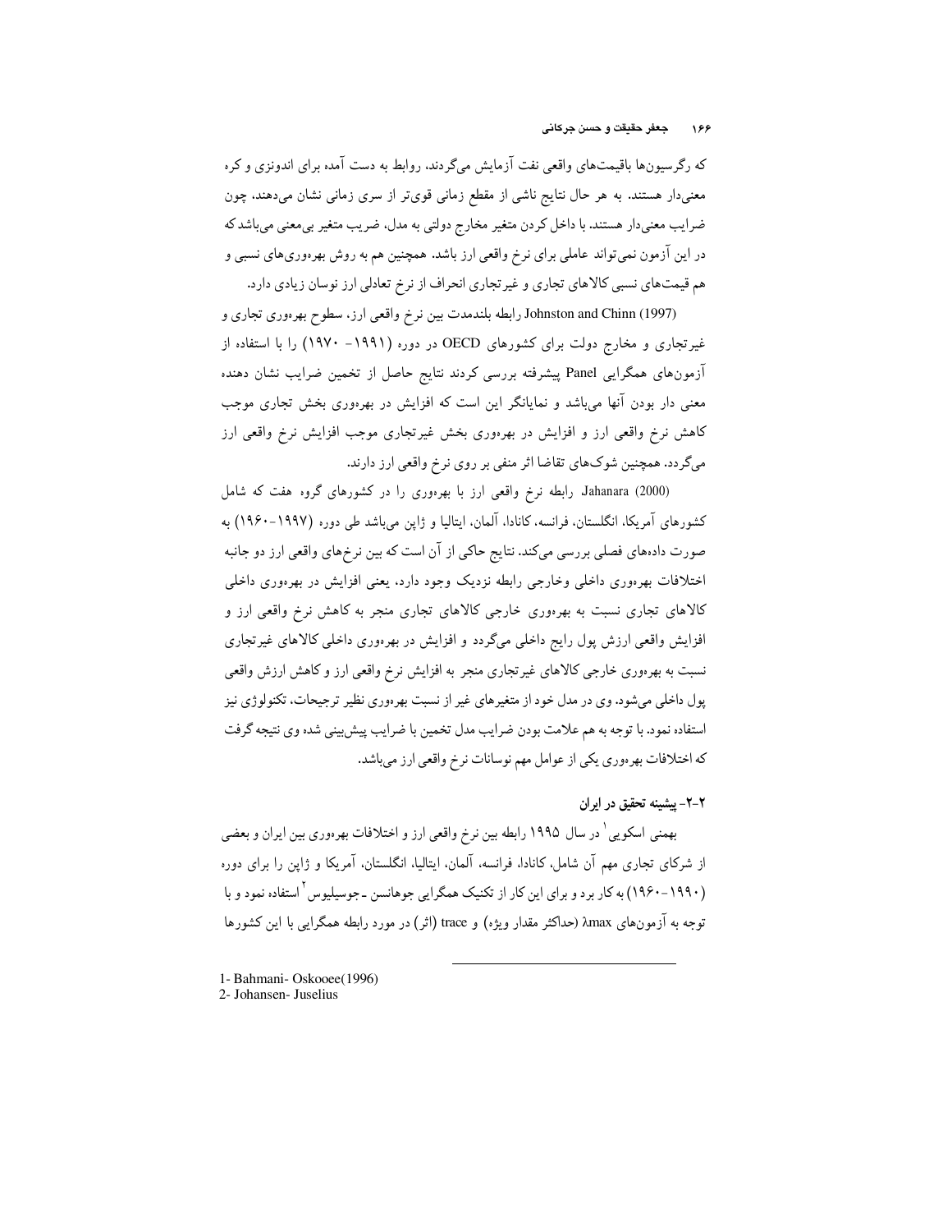که رگرسیون‌ها باقیمت‌های واقعی نفت آزمایش می‌گردند. روابط به دست آمده برای اندونزی و کره معنی‌دار هستند. به هر حال نتایج ناشی از مقطع زمانی قوی‌تر از سری زمانی نشان می‌دهند، چون ضرایب معنی‌دار هستند. با داخل کردن متغیر مخارج دولتی به مدل، ضریب متغیر بی‌معنی می‌باشد که در این آزمون نمی‌تواند عاملی برای نرخ واقعی ارز باشد. همچنین هم به روش بهره‌وری‌های نسبی و هم قیمت‌های نسبی کالاهای تجاری و غیرتجاری انحراف از نرخ تعادلی ارز نوسان زیادی دارد.

Johnston and Chinn (1997) رابطه بلندمدت بین نرخ واقعی ارز، سطوح بهره‌وری تجاری و غیرتجاری و مخارج دولت برای کشورهای OECD در دوره (۱۹۹۱- ۱۹۷۰) را با استفاده از آزمون‌های همگرایی Panel پیشرفته بررسی کردند نتایج حاصل از تخمین ضرایب نشان دهنده معنی دار بودن آنها می‌باشد و نمایانگر این است که افزایش در بهره‌وری بخش تجاری موجب کاهش نرخ واقعی ارز و افزایش در بهره‌وری بخش غیرتجاری موجب افزایش نرخ واقعی ارز می‌گردد. همچنین شوک‌های تقاضا اثر منفی بر روی نرخ واقعی ارز دارند.

Jahanara (2000) رابطه نرخ واقعی ارز با بهره‌وری را در کشورهای گروه هفت که شامل کشورهای آمریکا، انگلستان، فرانسه، کانادا، آلمان، ایتالیا و ژاپن می‌باشد طی دوره (۱۹۹۷-۱۹۶۰) به صورت داده‌های فصلی بررسی می‌کند. نتایج حاکی از آن است که بین نرخ‌های واقعی ارز دو جانبه اختلافات بهره‌وری داخلی وخارجی رابطه نزدیک وجود دارد، یعنی افزایش در بهره‌وری داخلی کالاهای تجاری نسبت به بهره‌وری خارجی کالاهای تجاری منجر به کاهش نرخ واقعی ارز و افزایش واقعی ارزش پول رایج داخلی می‌گردد و افزایش در بهره‌وری داخلی کالاهای غیرتجاری نسبت به بهره‌وری خارجی کالاهای غیرتجاری منجر به افزایش نرخ واقعی ارز و کاهش ارزش واقعی پول داخلی می‌شود. وی در مدل خود از متغیرهای غیر از نسبت بهره‌وری نظیر ترجیحات، تکنولوژی نیز استفاده نمود. با توجه به هم علامت بودن ضرایب مدل تخمین با ضرایب پیش‌بینی شده وی نتیجه گرفت که اختلافات بهره‌وری یکی از عوامل مهم نوسانات نرخ واقعی ارز می‌باشد.

### ۲-۲- پیشینه تحقیق در ایران

بهمنی اسکویی[1] در سال ۱۹۹۵ رابطه بین نرخ واقعی ارز و اختلافات بهره‌وری بین ایران و بعضی از شرکای تجاری مهم آن شامل، کانادا، فرانسه، آلمان، ایتالیا، انگلستان، آمریکا و ژاپن را برای دوره (۱۹۹۰-۱۹۶۰) به کار برد و برای این کار از تکنیک همگرایی جوهانسن ـ جوسیلیوس[2] استفاده نمود و با توجه به آزمون‌های λmax (حداکثر مقدار ویژه) و trace (اثر) در مورد رابطه همگرایی با این کشورها

---

1- Bahmani- Oskooee(1996)

2- Johansen- Juselius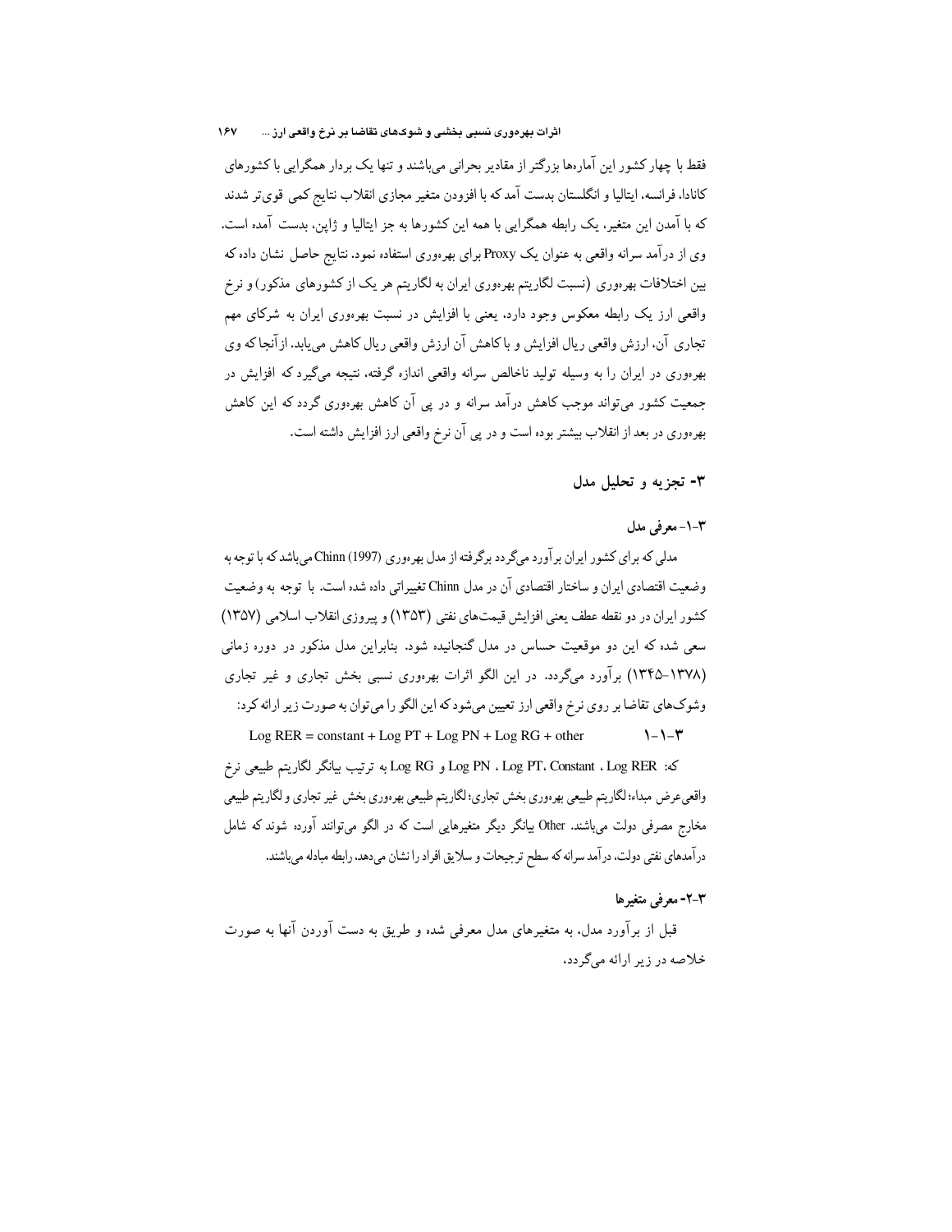فقط با چهار کشور این آماره‌ها بزرگتر از مقادیر بحرانی می‌باشند و تنها یک بردار همگرایی با کشورهای کانادا، فرانسه، ایتالیا و انگلستان بدست آمد که با افزودن متغیر مجازی انقلاب نتایج کمی قوی‌تر شدند که با آمدن این متغیر، یک رابطه همگرایی با همه این کشورها به جز ایتالیا و ژاپن، بدست آمده است. وی از درآمد سرانه واقعی به عنوان یک Proxy برای بهره‌وری استفاده نمود. نتایج حاصل نشان داده که بین اختلافات بهره‌وری (نسبت لگاریتم بهره‌وری ایران به لگاریتم هر یک از کشورهای مذکور) و نرخ واقعی ارز یک رابطه معکوس وجود دارد، یعنی با افزایش در نسبت بهره‌وری ایران به شرکای مهم تجاری آن، ارزش واقعی ریال افزایش و با کاهش آن ارزش واقعی ریال کاهش می‌یابد. از آنجا که وی بهره‌وری در ایران را به وسیله تولید ناخالص سرانه واقعی اندازه گرفته، نتیجه می‌گیرد که افزایش در جمعیت کشور می‌تواند موجب کاهش درآمد سرانه و در پی آن کاهش بهره‌وری گردد که این کاهش بهره‌وری در بعد از انقلاب بیشتر بوده است و در پی آن نرخ واقعی ارز افزایش داشته است.

## ۳- تجزیه و تحلیل مدل

### ۳-۱- معرفی مدل

مدلی که برای کشور ایران برآورد می‌گردد برگرفته از مدل بهره‌وری (1997) Chinn می‌باشد که با توجه به وضعیت اقتصادی ایران و ساختار اقتصادی آن در مدل Chinn تغییراتی داده شده است. با توجه به وضعیت کشور ایران در دو نقطه عطف یعنی افزایش قیمت‌های نفتی (۱۳۵۳) و پیروزی انقلاب اسلامی (۱۳۵۷) سعی شده که این دو موقعیت حساس در مدل گنجانیده شود. بنابراین مدل مذکور در دوره زمانی (۱۳۷۸-۱۳۴۵) برآورد می‌گردد. در این الگو اثرات بهره‌وری نسبی بخش تجاری و غیر تجاری وشوک‌های تقاضا بر روی نرخ واقعی ارز تعیین می‌شود که این الگو را می‌توان به صورت زیر ارائه کرد:

$$\text{Log RER} = \text{constant} + \text{Log PT} + \text{Log PN} + \text{Log RG} + \text{other} \qquad ۳-۱-۱$$

که: Log RER ، Constant ، Log PT ، Log PN و Log RG به ترتیب بیانگر لگاریتم طبیعی نرخ واقعی‌عرض مبداء؛ لگاریتم طبیعی بهره‌وری بخش تجاری؛ لگاریتم طبیعی بهره‌وری بخش غیر تجاری و لگاریتم طبیعی مخارج مصرفی دولت می‌باشند. Other بیانگر دیگر متغیرهایی است که در الگو می‌توانند آورده شوند که شامل درآمدهای نفتی دولت، درآمد سرانه که سطح ترجیحات و سلایق افراد را نشان می‌دهد، رابطه مبادله می‌باشند.

### ۳-۲- معرفی متغیرها

قبل از برآورد مدل، به متغیرهای مدل معرفی شده و طریق به دست آوردن آنها به صورت خلاصه در زیر ارائه می‌گردد،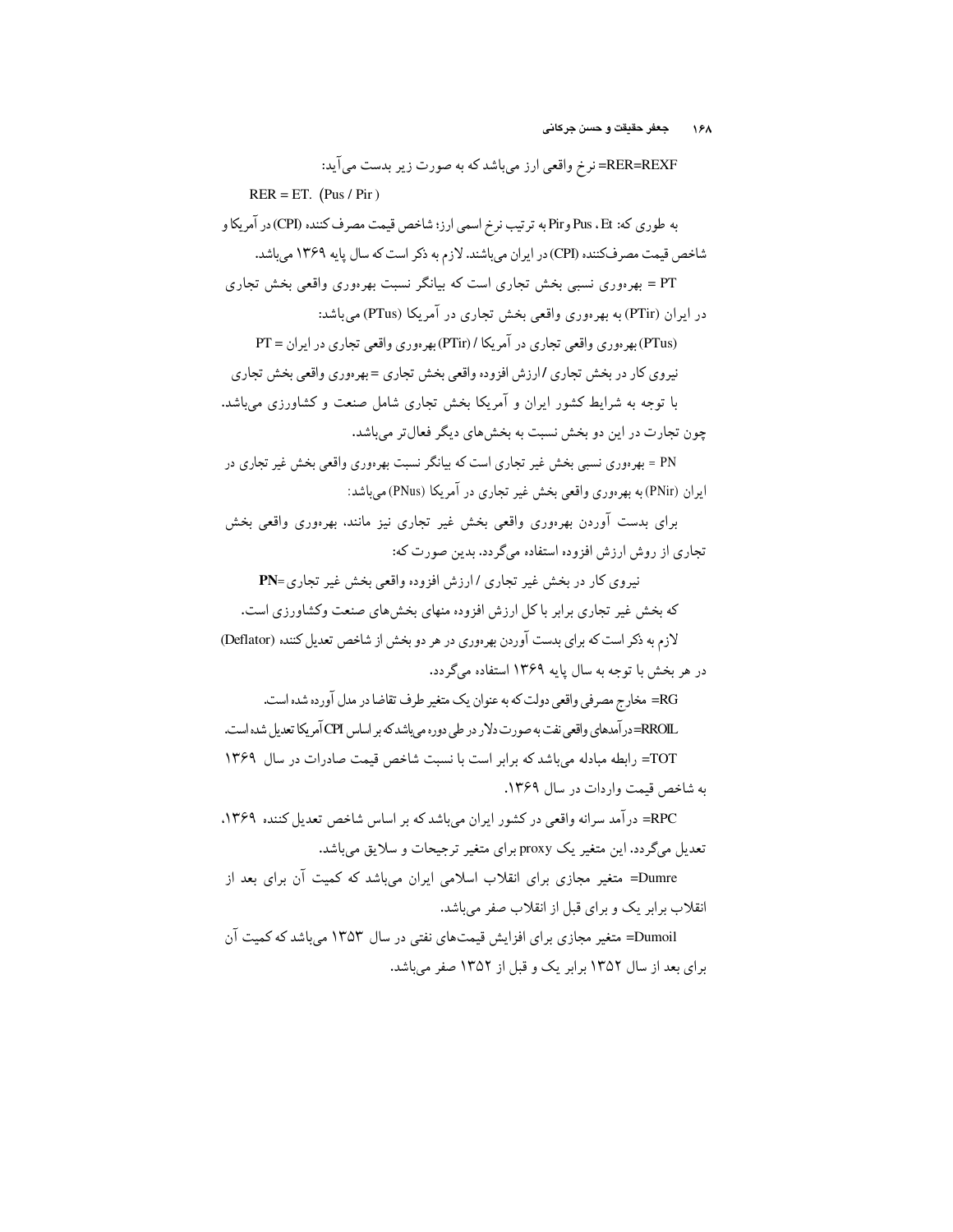RER=REXF= نرخ واقعی ارز می‌باشد که به صورت زیر بدست می‌آید:

$$RER = ET.\ (Pus / Pir)$$

به طوری که: Pus ، Et و Pir به ترتیب نرخ اسمی ارز؛ شاخص قیمت مصرف کننده (CPI) در آمریکا و شاخص قیمت مصرف‌کننده (CPI) در ایران می‌باشند. لازم به ذکر است که سال پایه ۱۳۶۹ می‌باشد.

PT = بهره‌وری نسبی بخش تجاری است که بیانگر نسبت بهره‌وری واقعی بخش تجاری در ایران (PTir) به بهره‌وری واقعی بخش تجاری در آمریکا (PTus) می‌باشد:

PT = (PTus) بهره‌وری واقعی تجاری در آمریکا / (PTir) بهره‌وری واقعی تجاری در ایران

نیروی کار در بخش تجاری / ارزش افزوده واقعی بخش تجاری = بهره‌وری واقعی بخش تجاری

با توجه به شرایط کشور ایران و آمریکا بخش تجاری شامل صنعت و کشاورزی می‌باشد. چون تجارت در این دو بخش نسبت به بخش‌های دیگر فعال‌تر می‌باشد.

PN = بهره‌وری نسبی بخش غیر تجاری است که بیانگر نسبت بهره‌وری واقعی بخش غیر تجاری در ایران (PNir) به بهره‌وری واقعی بخش غیر تجاری در آمریکا (PNus) می‌باشد:

برای بدست آوردن بهره‌وری واقعی بخش غیر تجاری نیز مانند، بهره‌وری واقعی بخش تجاری از روش ارزش افزوده استفاده می‌گردد. بدین صورت که:

**PN**= نیروی کار در بخش غیر تجاری / ارزش افزوده واقعی بخش غیر تجاری

که بخش غیر تجاری برابر با کل ارزش افزوده منهای بخش‌های صنعت وکشاورزی است.

لازم به ذکر است که برای بدست آوردن بهره‌وری در هر دو بخش از شاخص تعدیل کننده (Deflator) در هر بخش با توجه به سال پایه ۱۳۶۹ استفاده می‌گردد.

RG= مخارج مصرفی واقعی دولت که به عنوان یک متغیر طرف تقاضا در مدل آورده شده است.

RROIL= درآمدهای واقعی نفت به صورت دلار در طی دوره می‌باشد که بر اساس CPI آمریکا تعدیل شده است.

TOT= رابطه مبادله می‌باشد که برابر است با نسبت شاخص قیمت صادرات در سال ۱۳۶۹ به شاخص قیمت واردات در سال ۱۳۶۹.

RPC= درآمد سرانه واقعی در کشور ایران می‌باشد که بر اساس شاخص تعدیل کننده ۱۳۶۹، تعدیل می‌گردد. این متغیر یک proxy برای متغیر ترجیحات و سلایق می‌باشد.

Dumre= متغیر مجازی برای انقلاب اسلامی ایران می‌باشد که کمیت آن برای بعد از انقلاب برابر یک و برای قبل از انقلاب صفر می‌باشد.

Dumoil= متغیر مجازی برای افزایش قیمت‌های نفتی در سال ۱۳۵۳ می‌باشد که کمیت آن برای بعد از سال ۱۳۵۲ برابر یک و قبل از ۱۳۵۲ صفر می‌باشد.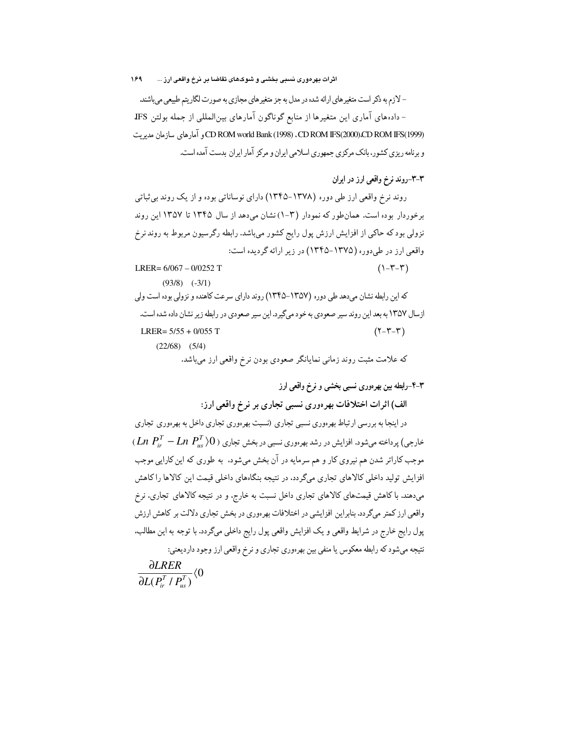- لازم به ذکر است متغیرهای ارائه شده در مدل به جز متغیرهای مجازی به صورت لگاریتم طبیعی می‌باشند.

- داده‌های آماری این متغیرها از منابع گوناگون آمارهای بین‌المللی از جمله بولتن IFS، CD ROM IFS(1999)، CD ROM IFS(2000)، CD ROM world Bank (1998) و آمارهای سازمان مدیریت و برنامه ریزی کشور، بانک مرکزی جمهوری اسلامی ایران و مرکز آمار ایران بدست آمده است.

### ۳-۳-روند نرخ واقعی ارز در ایران

روند نرخ واقعی ارز طی دوره (۱۳۷۸-۱۳۴۵) دارای نوساناتی بوده و از یک روند بی‌ثباتی برخوردار بوده است. همان‌طور که نمودار (۳-۱) نشان می‌دهد از سال ۱۳۴۵ تا ۱۳۵۷ این روند نزولی بود که حاکی از افزایش ارزش پول رایج کشور می‌باشد. رابطه رگرسیون مربوط به روند نرخ واقعی ارز در طی‌دوره (۱۳۷۵-۱۳۴۵) در زیر ارائه گردیده است:

$$LRER = 6/067 - 0/0252\ T \qquad (۱-۳-۳)$$

$$(93/8) \quad (-3/1)$$

که این رابطه نشان می‌دهد طی دوره (۱۳۵۷-۱۳۴۵) روند دارای سرعت کاهنده و نزولی بوده است ولی از سال ۱۳۵۷ به بعد این روند سیر صعودی به خود می‌گیرد. این سیر صعودی در رابطه زیر نشان داده شده است.

$$LRER = 5/55 + 0/055\ T \qquad (۲-۳-۳)$$

$$(22/68) \quad (5/4)$$

که علامت مثبت روند زمانی نمایانگر صعودی بودن نرخ واقعی ارز می‌باشد.

### ۴-۳-رابطه بین بهره‌وری نسبی بخشی و نرخ واقعی ارز

#### الف) اثرات اختلافات بهره‌وری نسبی تجاری بر نرخ واقعی ارز:

در اینجا به بررسی ارتباط بهره‌وری نسبی تجاری (نسبت بهره‌وری تجاری داخل به بهره‌وری تجاری خارجی) پرداخته می‌شود. افزایش در رشد بهره‌وری نسبی در بخش تجاری ($Ln\ P_{ir}^{T} - Ln\ P_{us}^{T} > 0$) موجب کاراتر شدن هم نیروی کار و هم سرمایه در آن بخش می‌شود، به طوری که این کارایی موجب افزایش تولید داخلی کالاهای تجاری می‌گردد، در نتیجه بنگاه‌های داخلی قیمت این کالاها را کاهش می‌دهند. با کاهش قیمت‌های کالاهای تجاری داخل نسبت به خارج، و در نتیجه کالاهای تجاری، نرخ واقعی ارز کمتر می‌گردد. بنابراین افزایشی در اختلافات بهره‌وری در بخش تجاری دلالت بر کاهش ارزش پول رایج خارج در شرایط واقعی و یک افزایش واقعی پول رایج داخلی می‌گردد. با توجه به این مطالب، نتیجه می‌شود که رابطه معکوس یا منفی بین بهره‌وری تجاری و نرخ واقعی ارز وجود داردیعنی:

$$\frac{\partial LRER}{\partial L(P_{ir}^{T} / P_{us}^{T})} < 0$$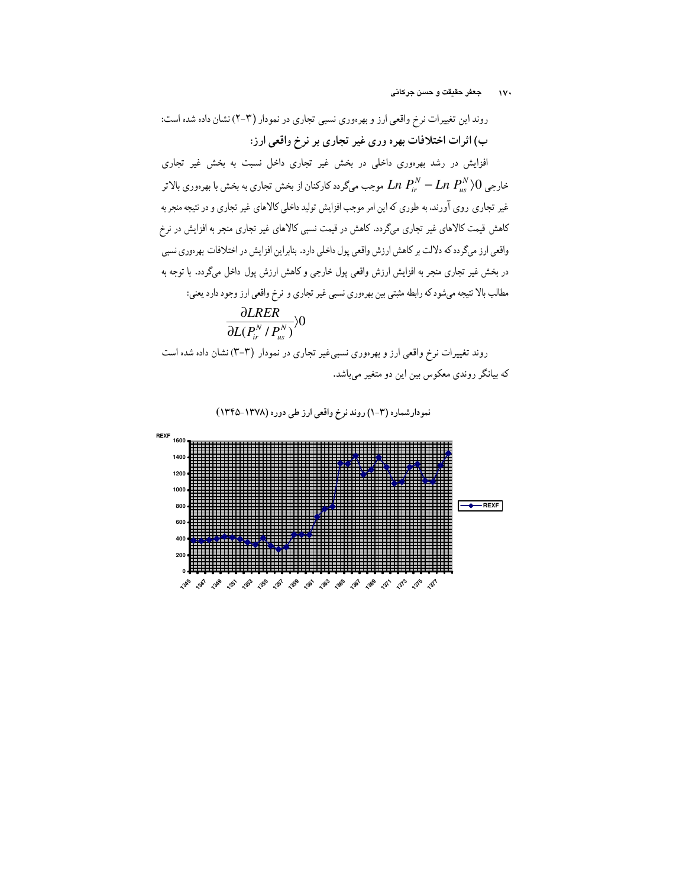روند این تغییرات نرخ واقعی ارز و بهره‌وری نسبی تجاری در نمودار (۳-۲) نشان داده شده است:

### ب) اثرات اختلافات بهره وری غیر تجاری بر نرخ واقعی ارز:

افزایش در رشد بهره‌وری داخلی در بخش غیر تجاری داخل نسبت به بخش غیر تجاری خارجی $Ln\ P_{ir}^{N} - Ln\ P_{us}^{N} > 0$ موجب می‌گردد کارکنان از بخش تجاری به بخش با بهره‌وری بالاتر غیر تجاری روی آورند، به طوری که این امر موجب افزایش تولید داخلی کالاهای غیر تجاری و در نتیجه منجر به کاهش قیمت کالاهای غیر تجاری می‌گردد. کاهش در قیمت نسبی کالاهای غیر تجاری منجر به افزایش در نرخ واقعی ارز می‌گردد که دلالت بر کاهش ارزش واقعی پول داخلی دارد. بنابراین افزایش در اختلافات بهره‌وری نسبی در بخش غیر تجاری منجر به افزایش ارزش واقعی پول خارجی و کاهش ارزش پول داخل می‌گردد. با توجه به مطالب بالا نتیجه می‌شود که رابطه مثبتی بین بهره‌وری نسبی غیر تجاری و نرخ واقعی ارز وجود دارد یعنی:

$$\frac{\partial LRER}{\partial L(P_{ir}^{N} / P_{us}^{N})} > 0$$

روند تغییرات نرخ واقعی ارز و بهره‌وری نسبی‌غیر تجاری در نمودار (۳-۳) نشان داده شده است که بیانگر روندی معکوس بین این دو متغیر می‌باشد.

**نمودارشماره (۳-۱) روند نرخ واقعی ارز طی دوره (۱۳۷۸-۱۳۴۵)**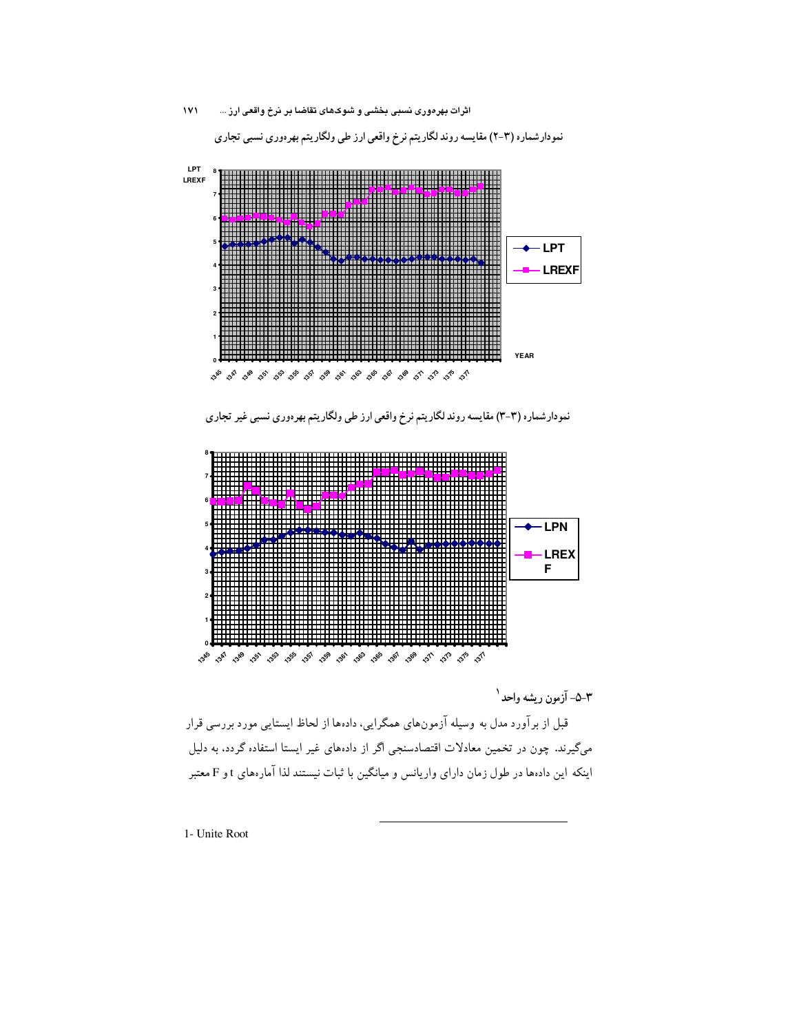نمودارشماره (۳-۲) مقایسه روند لگاریتم نرخ واقعی ارز طی ولگاریتم بهره‌وری نسبی تجاری

نمودارشماره (۳-۳) مقایسه روند لگاریتم نرخ واقعی ارز طی ولگاریتم بهره‌وری نسبی غیر تجاری

### ۳-۵- آزمون ریشه واحد[1]

قبل از برآورد مدل به وسیله آزمون‌های همگرایی، داده‌ها از لحاظ ایستایی مورد بررسی قرار می‌گیرند. چون در تخمین معادلات اقتصادسنجی اگر از داده‌های غیر ایستا استفاده گردد، به دلیل اینکه این داده‌ها در طول زمان دارای واریانس و میانگین با ثبات نیستند لذا آماره‌های t و F معتبر

---

1- Unite Root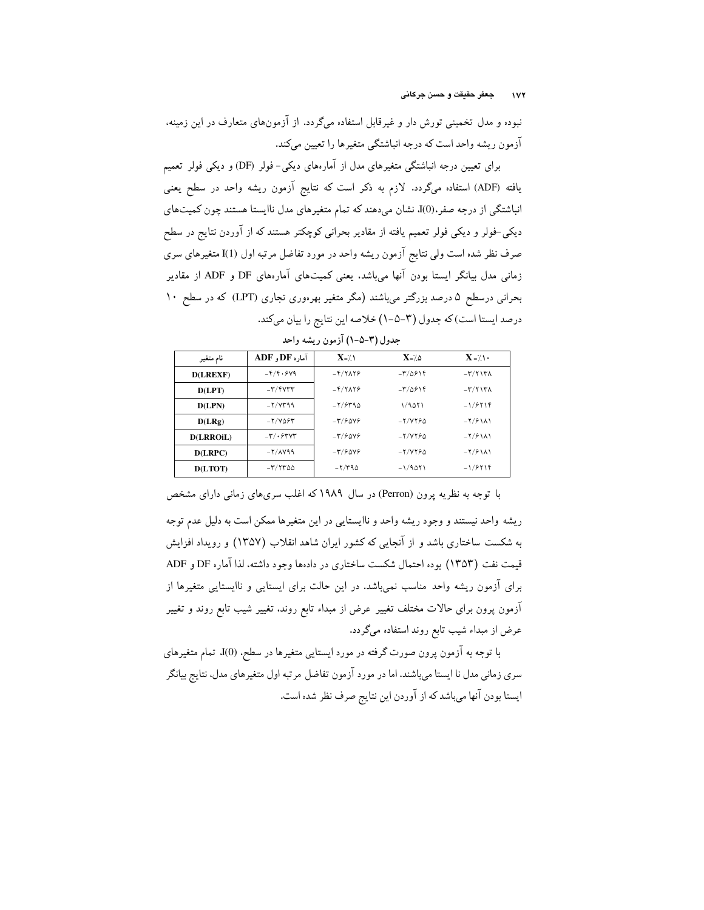نبوده و مدل تخمینی تورش دار و غیرقابل استفاده می‌گردد. از آزمون‌های متعارف در این زمینه، آزمون ریشه واحد است که درجه انباشتگی متغیرها را تعیین می‌کند.

برای تعیین درجه انباشتگی متغیرهای مدل از آماره‌های دیکی- فولر (DF) و دیکی فولر تعمیم یافته (ADF) استفاده می‌گردد. لازم به ذکر است که نتایج آزمون ریشه واحد در سطح یعنی انباشتگی از درجه صفر،I(0)، نشان می‌دهند که تمام متغیرهای مدل ناایستا هستند چون کمیت‌های دیکی-فولر و دیکی فولر تعمیم یافته از مقادیر بحرانی کوچکتر هستند که از آوردن نتایج در سطح صرف نظر شده است ولی نتایج آزمون ریشه واحد در مورد تفاضل مرتبه اول I(1) متغیرهای سری زمانی مدل بیانگر ایستا بودن آنها می‌باشد، یعنی کمیت‌های آماره‌های DF و ADF از مقادیر بحرانی درسطح ۵ درصد بزرگتر می‌باشند (مگر متغیر بهره‌وری تجاری (LPT) که در سطح ۱۰ درصد ایستا است) که جدول (۳-۵-۱) خلاصه این نتایج را بیان می‌کند.

**جدول (۳-۵-۱) آزمون ریشه واحد**

| نام متغیر | آماره DF و ADF | X=٪۱ | X=٪۵ | X=٪۱۰ |
|---|---|---|---|---|
| D(LREXF) | -۴/۴۰۶۷۹ | -۴/۲۸۲۶ | -۳/۵۶۱۴ | -۳/۲۱۳۸ |
| D(LPT) | -۳/۴۷۳۳ | -۴/۲۸۲۶ | -۳/۵۶۱۴ | -۳/۲۱۳۸ |
| D(LPN) | -۲/۷۳۹۹ | -۲/۶۳۹۵ | ۱/۹۵۲۱ | -۱/۶۲۱۴ |
| D(LRg) | -۲/۷۵۶۳ | -۳/۶۵۷۶ | -۲/۷۲۶۵ | -۲/۶۱۸۱ |
| D(LRROiL) | -۳/۰۶۳۷۳ | -۳/۶۵۷۶ | -۲/۷۲۶۵ | -۲/۶۱۸۱ |
| D(LRPC) | -۲/۸۷۹۹ | -۳/۶۵۷۶ | -۲/۷۲۶۵ | -۲/۶۱۸۱ |
| D(LTOT) | -۳/۲۳۵۵ | -۲/۳۹۵ | -۱/۹۵۲۱ | -۱/۶۲۱۴ |

با توجه به نظریه پرون (Perron) در سال ۱۹۸۹ که اغلب سری‌های زمانی دارای مشخص ریشه واحد نیستند و وجود ریشه واحد و ناایستایی در این متغیرها ممکن است به دلیل عدم توجه به شکست ساختاری باشد و از آنجایی که کشور ایران شاهد انقلاب (۱۳۵۷) و رویداد افزایش قیمت نفت (۱۳۵۳) بوده احتمال شکست ساختاری در داده‌ها وجود داشته، لذا آماره DF و ADF برای آزمون ریشه واحد مناسب نمی‌باشد. در این حالت برای ایستایی و ناایستایی متغیرها از آزمون پرون برای حالات مختلف تغییر عرض از مبداء تابع روند، تغییر شیب تابع روند و تغییر عرض از مبداء شیب تابع روند استفاده می‌گردد.

با توجه به آزمون پرون صورت گرفته در مورد ایستایی متغیرها در سطح، I(0)، تمام متغیرهای سری زمانی مدل نا ایستا می‌باشند. اما در مورد آزمون تفاضل مرتبه اول متغیرهای مدل، نتایج بیانگر ایستا بودن آنها می‌باشد که از آوردن این نتایج صرف نظر شده است.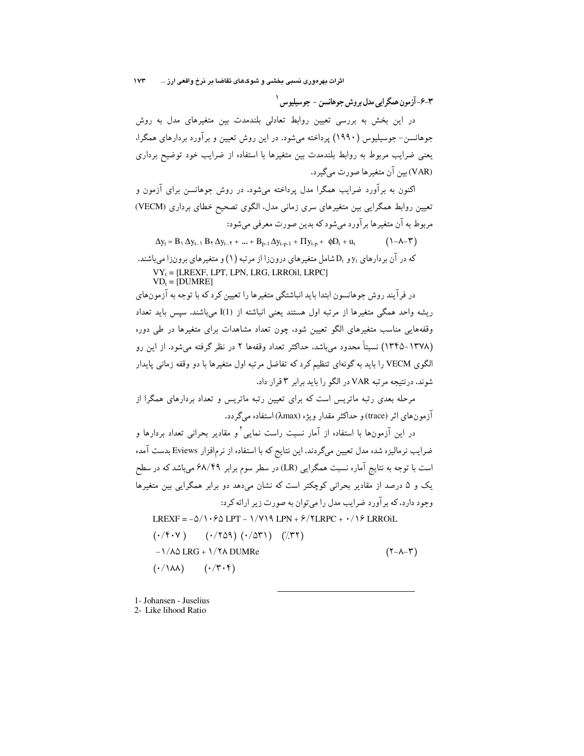### ۳-۶- آزمون همگرایی مدل بروش جوهانسن - جوسیلیوس [1]

در این بخش به بررسی تعیین روابط تعادلی بلندمدت بین متغیرهای مدل به روش جوهانسن- جوسیلیوس (۱۹۹۰) پرداخته می‌شود. در این روش تعیین و برآورد بردارهای همگرا، یعنی ضرایب مربوط به روابط بلندمدت بین متغیرها با استفاده از ضرایب خود توضیح برداری (VAR) بین آن متغیرها صورت می‌گیرد.

اکنون به برآورد ضرایب همگرا مدل پرداخته می‌شود. در روش جوهانسن برای آزمون و تعیین روابط همگرایی بین متغیرهای سری زمانی مدل، الگوی تصحیح خطای برداری (VECM) مربوط به آن متغیرها برآورد می‌شود که بدین صورت معرفی می‌شود:

$$\Delta y_t = B_1 \Delta y_{t-1}\ B_2 \Delta y_{t-2} + \ldots + B_{p-1} \Delta y_{t-p-1} + \Pi y_{t-p} + \phi D_t + u_t \qquad (۳-۸-۱)$$

که در آن بردارهای $y_t$ و $D_t$ شامل متغیرهای درونزا از مرتبه (۱) و متغیرهای برونزا می‌باشند.

$VY_t$ = [LREXF, LPT, LPN, LRG, LRROil, LRPC]

$VD_t$ = [DUMRE]

در فرآیند روش جوهانسون ابتدا باید انباشتگی متغیرها را تعیین کرد که با توجه به آزمون‌های ریشه واحد همگی متغیرها از مرتبه اول هستند یعنی انباشته از I(1) می‌باشند. سپس باید تعداد وقفه‌هایی مناسب متغیرهای الگو تعیین شود، چون تعداد مشاهدات برای متغیرها در طی دوره (۱۳۴۵-۱۳۷۸) نسبتاً محدود می‌باشد، حداکثر تعداد وقفه‌ها ۲ در نظر گرفته می‌شود. از این رو الگوی VECM را باید به گونه‌ای تنظیم کرد که تفاضل مرتبه اول متغیرها با دو وقفه زمانی پایدار شوند، درنتیجه مرتبه VAR در الگو را باید برابر ۳ قرار داد.

مرحله بعدی رتبه ماتریس است که برای تعیین رتبه ماتریس و تعداد بردارهای همگرا از آزمون‌های اثر (trace) و حداکثر مقدار ویژه ($\lambda$max) استفاده می‌گردد.

در این آزمون‌ها با استفاده از آمار نسبت راست نمایی [2] و مقادیر بحرانی تعداد بردارها و ضرایب نرمالیزه شده مدل تعیین می‌گردند. این نتایج که با استفاده از نرم‌افزار Eviews بدست آمده است با توجه به نتایج آماره نسبت همگرایی (LR) در سطر سوم برابر ۶۸/۴۹ می‌باشد که در سطح یک و ۵ درصد از مقادیر بحرانی کوچکتر است که نشان می‌دهد دو برابر همگرایی بین متغیرها وجود دارد، که برآورد ضرایب مدل را می‌توان به صورت زیر ارائه کرد:

$$\begin{aligned}
LREXF &= -۵/۱۰۶۵\ LPT - ۱/۷۱۹\ LPN + ۶/۲LRPC + ۰/۱۶\ LRROiL \\
&\quad (۰/۴۰۷) \qquad (۰/۲۵۹)\ (۰/۵۳۱) \quad (\%۳۲) \\
&\quad -۱/۸۵\ LRG + ۱/۲۸\ DUMRe \\
&\quad (۰/۱۸۸) \qquad (۰/۳۰۴)
\end{aligned} \qquad (۳-۸-۲)$$

---

1- Johansen - Juselius

2- Like lihood Ratio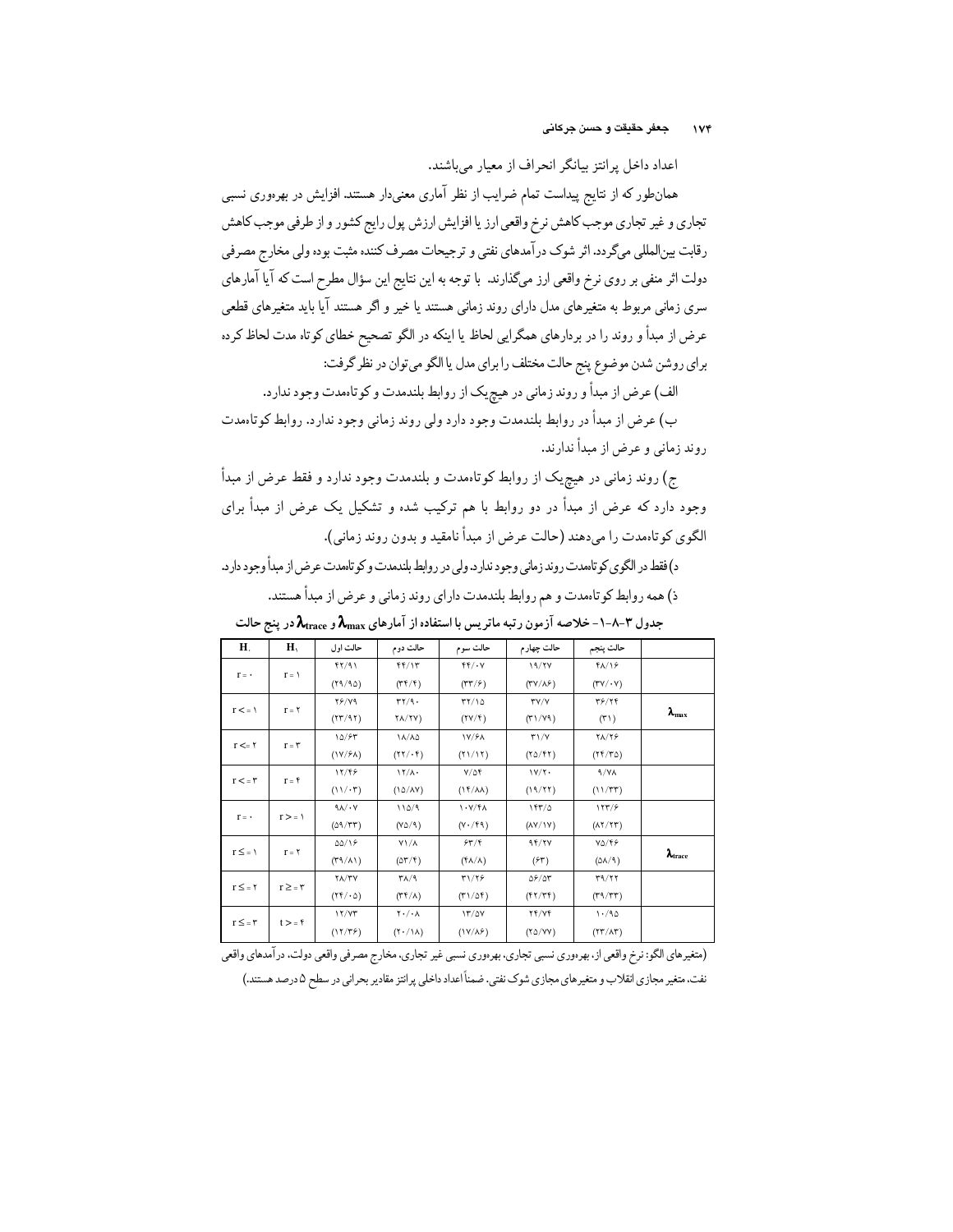اعداد داخل پرانتز بیانگر انحراف از معیار می‌باشند.

همان‌طور که از نتایج پیداست تمام ضرایب از نظر آماری معنی‌دار هستند. افزایش در بهره‌وری نسبی تجاری و غیر تجاری موجب کاهش نرخ واقعی ارز یا افزایش ارزش پول رایج کشور و از طرفی موجب کاهش رقابت بین‌المللی می‌گردد. اثر شوک درآمدهای نفتی و ترجیحات مصرف کننده مثبت بوده ولی مخارج مصرفی دولت اثر منفی بر روی نرخ واقعی ارز می‌گذارند. با توجه به این نتایج این سؤال مطرح است که آیا آمارهای سری زمانی مربوط به متغیرهای مدل دارای روند زمانی هستند یا خیر و اگر هستند آیا باید متغیرهای قطعی عرض از مبدأ و روند را در بردارهای همگرایی لحاظ یا اینکه در الگو تصحیح خطای کوتاه مدت لحاظ کرده برای روشن شدن موضوع پنج حالت مختلف را برای مدل یا الگو می‌توان در نظر گرفت:

الف) عرض از مبدأ و روند زمانی در هیچ‌یک از روابط بلندمدت و کوتاه‌مدت وجود ندارد.

ب) عرض از مبدأ در روابط بلندمدت وجود دارد ولی روند زمانی وجود ندارد. روابط کوتاه‌مدت روند زمانی و عرض از مبدأ ندارند.

ج) روند زمانی در هیچ‌یک از روابط کوتاه‌مدت و بلندمدت وجود ندارد و فقط عرض از مبدأ وجود دارد که عرض از مبدأ در دو روابط با هم ترکیب شده و تشکیل یک عرض از مبدأ برای الگوی کوتاه‌مدت را می‌دهند (حالت عرض از مبدأ نامقید و بدون روند زمانی).

د) فقط در الگوی کوتاه‌مدت روند زمانی وجود ندارد. ولی در روابط بلندمدت و کوتاه‌مدت عرض از مبدأ وجود دارد.

ذ) همه روابط کوتاه‌مدت و هم روابط بلندمدت دارای روند زمانی و عرض از مبدأ هستند.

**جدول ۳-۸-۱- خلاصه آزمون رتبه ماتریس با استفاده از آماره‌های $\lambda_{max}$ و $\lambda_{trace}$ در پنج حالت**

| $H_0$ | $H_1$ | حالت اول | حالت دوم | حالت سوم | حالت چهارم | حالت پنجم | |
|---|---|---|---|---|---|---|---|
| $r=0$ | $r=1$ | ۴۲/۹۱ (۲۹/۹۵) | ۴۴/۱۳ (۳۴/۴) | ۴۴/۰۷ (۳۳/۶) | ۱۹/۲۷ (۳۷/۸۶) | ۴۸/۱۶ (۳۷/۰۷) | $\lambda_{max}$ |
| $r<=1$ | $r=2$ | ۲۶/۷۹ (۲۳/۹۲) | ۳۲/۹۰ (۲۸/۲۷) | ۳۲/۱۵ (۲۷/۴) | ۳۷/۷ (۳۱/۷۹) | ۳۶/۲۴ (۳۱) | |
| $r<=2$ | $r=3$ | ۱۵/۶۳ (۱۷/۶۸) | ۱۸/۸۵ (۲۲/۰۴) | ۱۷/۶۸ (۲۱/۱۲) | ۳۱/۷ (۲۵/۴۲) | ۲۸/۲۶ (۲۴/۳۵) | |
| $r<=3$ | $r=4$ | ۱۲/۴۶ (۱۱/۰۳) | ۱۲/۸۰ (۱۵/۸۷) | ۷/۵۴ (۱۴/۸۸) | ۱۷/۲۰ (۱۹/۲۲) | ۹/۷۸ (۱۱/۳۳) | |
| $r=0$ | $r>=1$ | ۹۸/۰۷ (۵۹/۳۳) | ۱۱۵/۹ (۷۵/۹) | ۱۰۷/۴۸ (۷۰/۴۹) | ۱۴۳/۵ (۸۷/۱۷) | ۱۲۳/۶ (۸۲/۲۳) | $\lambda_{trace}$ |
| $r\leq1$ | $r=2$ | ۵۵/۱۶ (۳۹/۸۱) | ۷۱/۸ (۵۳/۴) | ۶۳/۴ (۴۸/۸) | ۹۴/۲۷ (۶۳) | ۷۵/۴۶ (۵۸/۹) | |
| $r\leq2$ | $r\geq3$ | ۲۸/۳۷ (۲۴/۰۵) | ۳۸/۹ (۳۴/۸) | ۳۱/۲۶ (۳۱/۵۴) | ۵۶/۵۳ (۴۲/۴۴) | ۳۹/۲۲ (۳۹/۳۳) | |
| $r\leq3$ | $t>=4$ | ۱۲/۷۳ (۱۲/۳۶) | ۲۰/۰۸ (۲۰/۱۸) | ۱۳/۵۷ (۱۷/۸۶) | ۲۴/۷۴ (۲۵/۷۷) | ۱۰/۹۵ (۲۳/۸۳) | |

(متغیرهای الگو: نرخ واقعی ارز، بهره‌وری نسبی تجاری، بهره‌وری نسبی غیر تجاری، مخارج مصرفی واقعی دولت، درآمدهای واقعی نفت، متغیر مجازی انقلاب و متغیرهای مجازی شوک نفتی. ضمناً اعداد داخلی پرانتز مقادیر بحرانی در سطح ۵ درصد هستند.)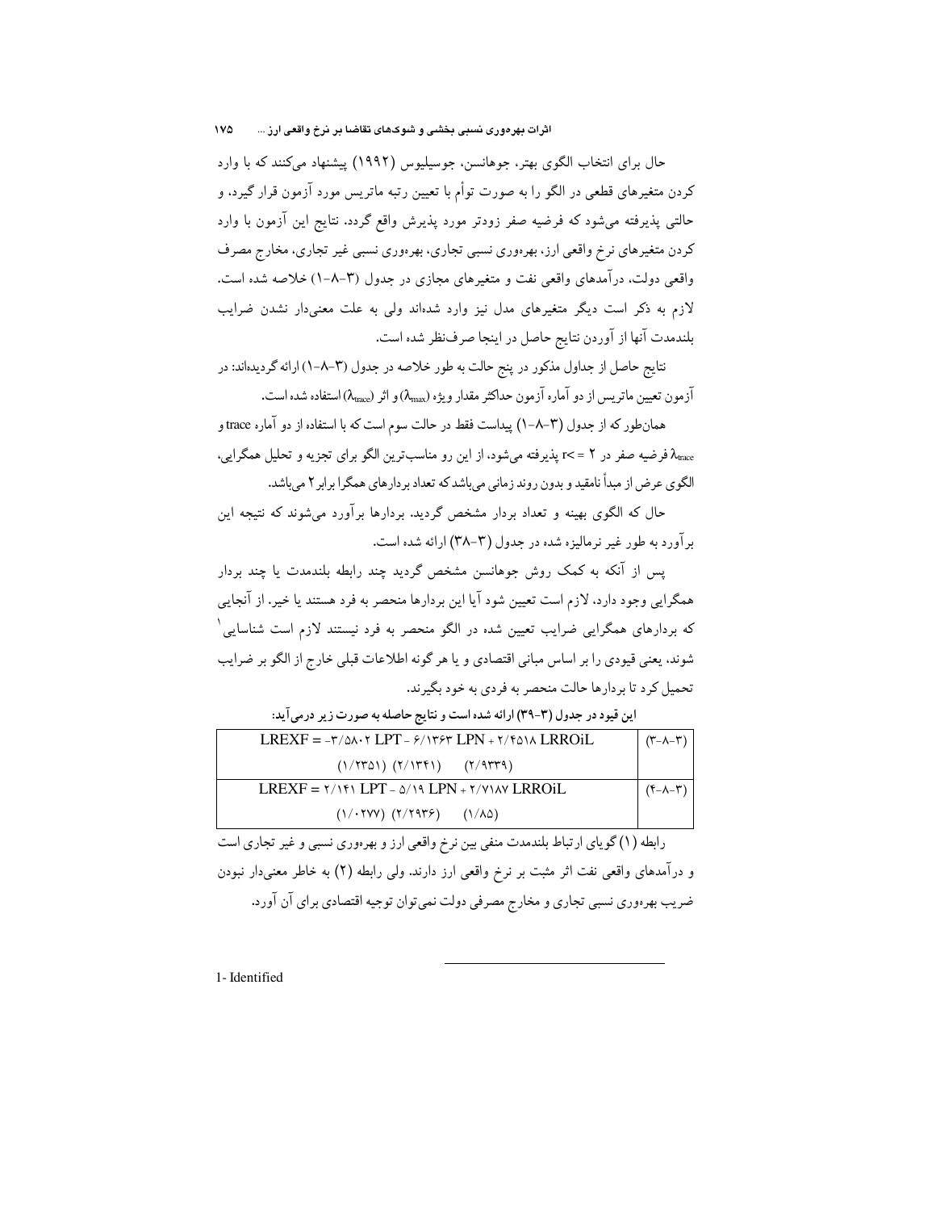حال برای انتخاب الگوی بهتر، جوهانسن، جوسیلیوس (۱۹۹۲) پیشنهاد می‌کنند که با وارد کردن متغیرهای قطعی در الگو را به صورت توأم با تعیین رتبه ماتریس مورد آزمون قرار گیرد، و حالتی پذیرفته می‌شود که فرضیه صفر زودتر مورد پذیرش واقع گردد. نتایج این آزمون با وارد کردن متغیرهای نرخ واقعی ارز، بهره‌وری نسبی تجاری، بهره‌وری نسبی غیر تجاری، مخارج مصرف واقعی دولت، درآمدهای واقعی نفت و متغیرهای مجازی در جدول (۳-۸-۱) خلاصه شده است. لازم به ذکر است دیگر متغیرهای مدل نیز وارد شده‌اند ولی به علت معنی‌دار نشدن ضرایب بلندمدت آنها از آوردن نتایج حاصل در اینجا صرف‌نظر شده است.

نتایج حاصل از جداول مذکور در پنج حالت به طور خلاصه در جدول (۳-۸-۱) ارائه گردیده‌اند: در آزمون تعیین ماتریس از دو آماره آزمون حداکثر مقدار ویژه ($\lambda_{max}$) و اثر ($\lambda_{trace}$) استفاده شده است.

همان‌طور که از جدول (۳-۸-۱) پیداست فقط در حالت سوم است که با استفاده از دو آماره trace و $\lambda_{trace}$ فرضیه صفر در ۲ => r پذیرفته می‌شود، از این رو مناسب‌ترین الگو برای تجزیه و تحلیل همگرایی، الگوی عرض از مبدأ نامقید و بدون روند زمانی می‌باشد که تعداد بردارهای همگرا برابر ۲ می‌باشد.

حال که الگوی بهینه و تعداد بردار مشخص گردید. بردارها برآورد می‌شوند که نتیجه این برآورد به طور غیر نرمالیزه شده در جدول (۳-۳۸) ارائه شده است.

پس از آنکه به کمک روش جوهانسن مشخص گردید چند رابطه بلندمدت یا چند بردار همگرایی وجود دارد، لازم است تعیین شود آیا این بردارها منحصر به فرد هستند یا خیر. از آنجایی که بردارهای همگرایی ضرایب تعیین شده در الگو منحصر به فرد نیستند لازم است شناسایی[1] شوند، یعنی قیودی را بر اساس مبانی اقتصادی و یا هر گونه اطلاعات قبلی خارج از الگو بر ضرایب تحمیل کرد تا بردارها حالت منحصر به فردی به خود بگیرند.

**این قیود در جدول (۳-۳۹) ارائه شده است و نتایج حاصله به صورت زیر درمی‌آید:**

| | |
|---|---|
| LREXF = -۳/۵۸۰۲ LPT - ۶/۱۳۶۳ LPN + ۲/۴۵۱۸ LRROiL<br>(۱/۲۳۵۱) (۲/۱۳۴۱) (۲/۹۳۳۹) | (۳-۸-۳) |
| LREXF = ۲/۱۴۱ LPT - ۵/۱۹ LPN + ۲/۷۱۸۷ LRROiL<br>(۱/۰۲۷۷) (۲/۲۹۳۶) (۱/۸۵) | (۴-۸-۳) |

رابطه (۱) گویای ارتباط بلندمدت منفی بین نرخ واقعی ارز و بهره‌وری نسبی و غیر تجاری است و درآمدهای واقعی نفت اثر مثبت بر نرخ واقعی ارز دارند. ولی رابطه (۲) به خاطر معنی‌دار نبودن ضریب بهره‌وری نسبی تجاری و مخارج مصرفی دولت نمی‌توان توجیه اقتصادی برای آن آورد.

---

1- Identified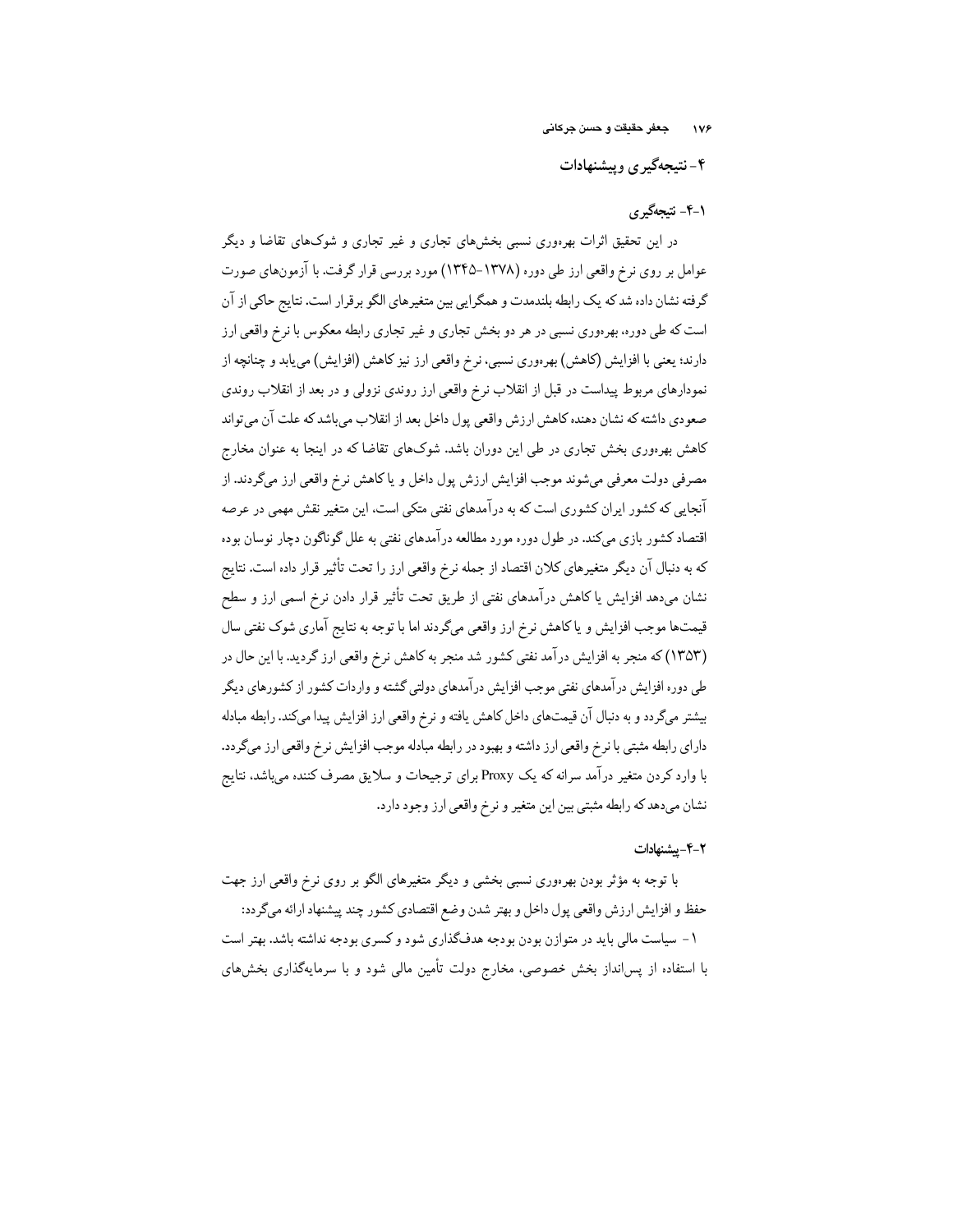## ۴- نتیجه‌گیری وپیشنهادات

### ۴-۱- نتیجه‌گیری

در این تحقیق اثرات بهره‌وری نسبی بخش‌های تجاری و غیر تجاری و شوک‌های تقاضا و دیگر عوامل بر روی نرخ واقعی ارز طی دوره (۱۳۷۸-۱۳۴۵) مورد بررسی قرار گرفت. با آزمون‌های صورت گرفته نشان داده شد که یک رابطه بلندمدت و همگرایی بین متغیرهای الگو برقرار است. نتایج حاکی از آن است که طی دوره، بهره‌وری نسبی در هر دو بخش تجاری و غیر تجاری رابطه معکوس با نرخ واقعی ارز دارند؛ یعنی با افزایش (کاهش) بهره‌وری نسبی، نرخ واقعی ارز نیز کاهش (افزایش) می‌یابد و چنانچه از نمودارهای مربوط پیداست در قبل از انقلاب نرخ واقعی ارز روندی نزولی و در بعد از انقلاب روندی صعودی داشته که نشان دهنده کاهش ارزش واقعی پول داخل بعد از انقلاب می‌باشد که علت آن می‌تواند کاهش بهره‌وری بخش تجاری در طی این دوران باشد. شوک‌های تقاضا که در اینجا به عنوان مخارج مصرفی دولت معرفی می‌شوند موجب افزایش ارزش پول داخل و یا کاهش نرخ واقعی ارز می‌گردند. از آنجایی که کشور ایران کشوری است که به درآمدهای نفتی متکی است، این متغیر نقش مهمی در عرصه اقتصاد کشور بازی می‌کند. در طول دوره مورد مطالعه درآمدهای نفتی به علل گوناگون دچار نوسان بوده که به دنبال آن دیگر متغیرهای کلان اقتصاد از جمله نرخ واقعی ارز را تحت تأثیر قرار داده است. نتایج نشان می‌دهد افزایش یا کاهش درآمدهای نفتی از طریق تحت تأثیر قرار دادن نرخ اسمی ارز و سطح قیمت‌ها موجب افزایش و یا کاهش نرخ ارز واقعی می‌گردند اما با توجه به نتایج آماری شوک نفتی سال (۱۳۵۳) که منجر به افزایش درآمد نفتی کشور شد منجر به کاهش نرخ واقعی ارز گردید. با این حال در طی دوره افزایش درآمدهای نفتی موجب افزایش درآمدهای دولتی گشته و واردات کشور از کشورهای دیگر بیشتر می‌گردد و به دنبال آن قیمت‌های داخل کاهش یافته و نرخ واقعی ارز افزایش پیدا می‌کند. رابطه مبادله دارای رابطه مثبتی با نرخ واقعی ارز داشته و بهبود در رابطه مبادله موجب افزایش نرخ واقعی ارز می‌گردد. با وارد کردن متغیر درآمد سرانه که یک Proxy برای ترجیحات و سلایق مصرف کننده می‌باشد، نتایج نشان می‌دهد که رابطه مثبتی بین این متغیر و نرخ واقعی ارز وجود دارد.

### ۴-۲-پیشنهادات

با توجه به مؤثر بودن بهره‌وری نسبی بخشی و دیگر متغیرهای الگو بر روی نرخ واقعی ارز جهت حفظ و افزایش ارزش واقعی پول داخل و بهتر شدن وضع اقتصادی کشور چند پیشنهاد ارائه می‌گردد:

۱- سیاست مالی باید در متوازن بودن بودجه هدف‌گذاری شود و کسری بودجه نداشته باشد. بهتر است با استفاده از پس‌انداز بخش خصوصی، مخارج دولت تأمین مالی شود و با سرمایه‌گذاری بخش‌های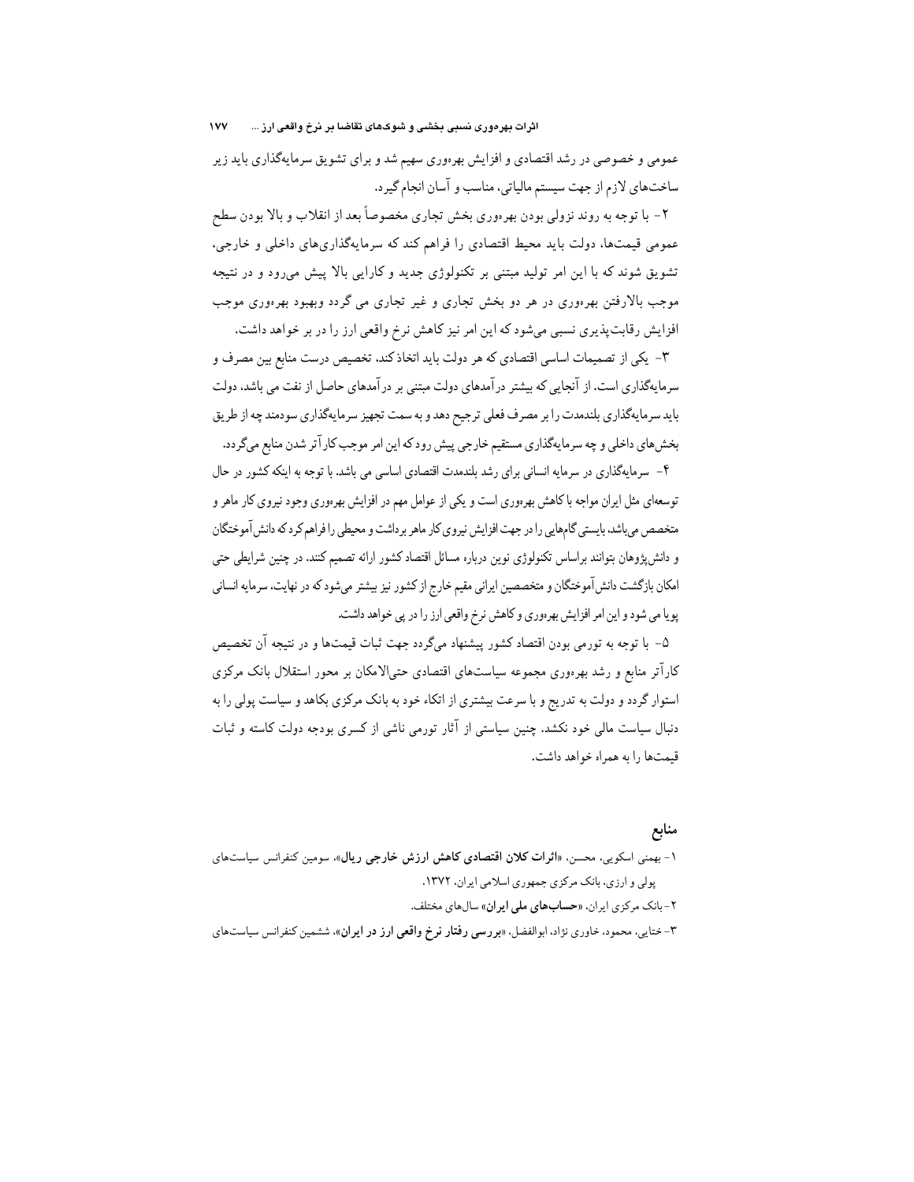عمومی و خصوصی در رشد اقتصادی و افزایش بهره‌وری سهیم شد و برای تشویق سرمایه‌گذاری باید زیر ساخت‌های لازم از جهت سیستم مالیاتی، مناسب و آسان انجام گیرد.

۲- با توجه به روند نزولی بودن بهره‌وری بخش تجاری مخصوصاً بعد از انقلاب و بالا بودن سطح عمومی قیمت‌ها، دولت باید محیط اقتصادی را فراهم کند که سرمایه‌گذاری‌های داخلی و خارجی، تشویق شوند که با این امر تولید مبتنی بر تکنولوژی جدید و کارایی بالا پیش می‌رود و در نتیجه موجب بالارفتن بهره‌وری در هر دو بخش تجاری و غیر تجاری می گردد وبهبود بهره‌وری موجب افزایش رقابت‌پذیری نسبی می‌شود که این امر نیز کاهش نرخ واقعی ارز را در بر خواهد داشت.

۳- یکی از تصمیمات اساسی اقتصادی که هر دولت باید اتخاذ کند، تخصیص درست منابع بین مصرف و سرمایه‌گذاری است. از آنجایی که بیشتر درآمدهای دولت مبتنی بر درآمدهای حاصل از نفت می باشد، دولت باید سرمایه‌گذاری بلندمدت را بر مصرف فعلی ترجیح دهد و به سمت تجهیز سرمایه‌گذاری سودمند چه از طریق بخش‌های داخلی و چه سرمایه‌گذاری مستقیم خارجی پیش رود که این امر موجب کارآتر شدن منابع می‌گردد.

۴- سرمایه‌گذاری در سرمایه انسانی برای رشد بلندمدت اقتصادی اساسی می باشد. با توجه به اینکه کشور در حال توسعه‌ای مثل ایران مواجه با کاهش بهره‌وری است و یکی از عوامل مهم در افزایش بهره‌وری وجود نیروی کار ماهر و متخصص می‌باشد، بایستی گام‌هایی را در جهت افزایش نیروی کار ماهر برداشت و محیطی را فراهم کرد که دانش‌آموختگان و دانش‌پژوهان بتوانند براساس تکنولوژی نوین درباره مسائل اقتصاد کشور ارائه تصمیم کنند. در چنین شرایطی حتی امکان بازگشت دانش‌آموختگان و متخصصین ایرانی مقیم خارج از کشور نیز بیشتر می‌شود که در نهایت، سرمایه انسانی پویا می شود و این امر افزایش بهره‌وری و کاهش نرخ واقعی ارز را در پی خواهد داشت.

۵- با توجه به تورمی بودن اقتصاد کشور پیشنهاد می‌گردد جهت ثبات قیمت‌ها و در نتیجه آن تخصیص کارآتر منابع و رشد بهره‌وری مجموعه سیاست‌های اقتصادی حتی‌الامکان بر محور استقلال بانک مرکزی استوار گردد و دولت به تدریج و با سرعت بیشتری از اتکاء خود به بانک مرکزی بکاهد و سیاست پولی را به دنبال سیاست مالی خود نکشد. چنین سیاستی از آثار تورمی ناشی از کسری بودجه دولت کاسته و ثبات قیمت‌ها را به همراه خواهد داشت.

## منابع

۱- بهمنی اسکویی، محسن، «**اثرات کلان اقتصادی کاهش ارزش خارجی ریال**»، سومین کنفرانس سیاست‌های پولی و ارزی، بانک مرکزی جمهوری اسلامی ایران، ۱۳۷۲.

۲- بانک مرکزی ایران، «**حساب‌های ملی ایران**» سال‌های مختلف.

۳- ختایی، محمود، خاوری نژاد، ابوالفضل، «**بررسی رفتار نرخ واقعی ارز در ایران**»، ششمین کنفرانس سیاست‌های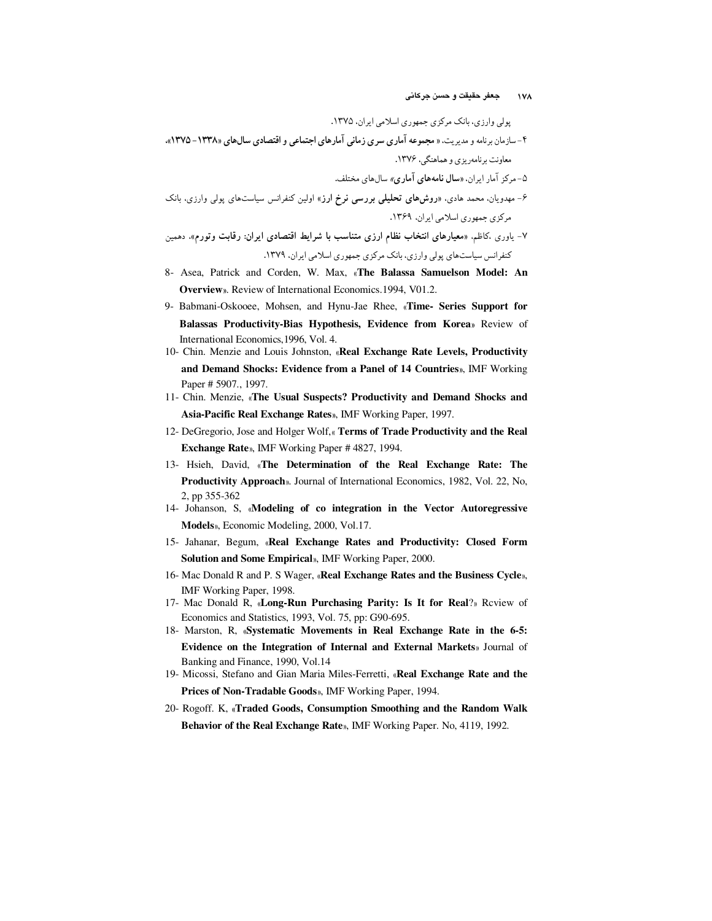پولی وارزی، بانک مرکزی جمهوری اسلامی ایران، ۱۳۷۵.

۴- سازمان برنامه و مدیریت، « **مجموعه آماری سری زمانی آمارهای اجتماعی و اقتصادی سال‌های «۱۳۳۸-۱۳۷۵»**، معاونت برنامه‌ریزی و هماهنگی، ۱۳۷۶.

۵- مرکز آمار ایران، «**سال نامه‌های آماری**» سال‌های مختلف.

۶- مهدویان، محمد هادی، «**روش‌های تحلیلی بررسی نرخ ارز**» اولین کنفرانس سیاست‌های پولی وارزی، بانک مرکزی جمهوری اسلامی ایران، ۱۳۶۹.

۷- یاوری ،کاظم، «**معیارهای انتخاب نظام ارزی متناسب با شرایط اقتصادی ایران: رقابت وتورم**»، دهمین کنفرانس سیاست‌های پولی وارزی، بانک مرکزی جمهوری اسلامی ایران، ۱۳۷۹.

8- Asea, Patrick and Corden, W. Max, «**The Balassa Samuelson Model: An Overview**». Review of International Economics.1994, V01.2.

9- Babmani-Oskooee, Mohsen, and Hynu-Jae Rhee, «**Time- Series Support for Balassas Productivity-Bias Hypothesis, Evidence from Korea**» Review of International Economics,1996, Vol. 4.

10- Chin. Menzie and Louis Johnston, «**Real Exchange Rate Levels, Productivity and Demand Shocks: Evidence from a Panel of 14 Countries**», IMF Working Paper # 5907., 1997.

11- Chin. Menzie, «**The Usual Suspects? Productivity and Demand Shocks and Asia-Pacific Real Exchange Rates**», IMF Working Paper, 1997.

12- DeGregorio, Jose and Holger Wolf,« **Terms of Trade Productivity and the Real Exchange Rate**», IMF Working Paper # 4827, 1994.

13- Hsieh, David, «**The Determination of the Real Exchange Rate: The Productivity Approach**». Journal of International Economics, 1982, Vol. 22, No, 2, pp 355-362

14- Johanson, S, «**Modeling of co integration in the Vector Autoregressive Models**», Economic Modeling, 2000, Vol.17.

15- Jahanar, Begum, «**Real Exchange Rates and Productivity: Closed Form Solution and Some Empirical**», IMF Working Paper, 2000.

16- Mac Donald R and P. S Wager, «**Real Exchange Rates and the Business Cycle**», IMF Working Paper, 1998.

17- Mac Donald R, «**Long-Run Purchasing Parity: Is It for Real**?» Rcview of Economics and Statistics, 1993, Vol. 75, pp: G90-695.

18- Marston, R, «**Systematic Movements in Real Exchange Rate in the 6-5: Evidence on the Integration of Internal and External Markets**» Journal of Banking and Finance, 1990, Vol.14

19- Micossi, Stefano and Gian Maria Miles-Ferretti, «**Real Exchange Rate and the Prices of Non-Tradable Goods**», IMF Working Paper, 1994.

20- Rogoff. K, «**Traded Goods, Consumption Smoothing and the Random Walk Behavior of the Real Exchange Rate**», IMF Working Paper. No, 4119, 1992.